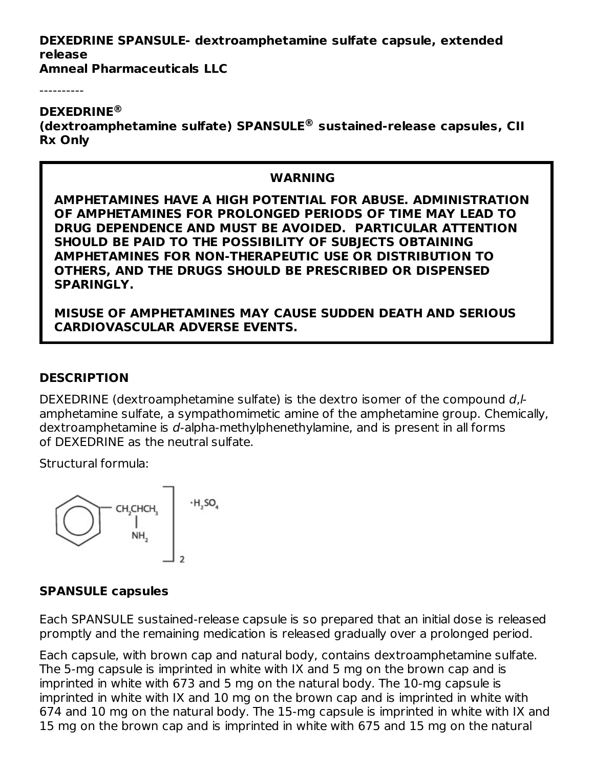**DEXEDRINE SPANSULE- dextroamphetamine sulfate capsule, extended release**
**Amneal Pharmaceuticals LLC**

----------

**DEXEDRINE®**
**(dextroamphetamine sulfate) SPANSULE® sustained-release capsules, CII**
**Rx Only**

> **WARNING**
>
> **AMPHETAMINES HAVE A HIGH POTENTIAL FOR ABUSE. ADMINISTRATION OF AMPHETAMINES FOR PROLONGED PERIODS OF TIME MAY LEAD TO DRUG DEPENDENCE AND MUST BE AVOIDED. PARTICULAR ATTENTION SHOULD BE PAID TO THE POSSIBILITY OF SUBJECTS OBTAINING AMPHETAMINES FOR NON-THERAPEUTIC USE OR DISTRIBUTION TO OTHERS, AND THE DRUGS SHOULD BE PRESCRIBED OR DISPENSED SPARINGLY.**
>
> **MISUSE OF AMPHETAMINES MAY CAUSE SUDDEN DEATH AND SERIOUS CARDIOVASCULAR ADVERSE EVENTS.**

## DESCRIPTION

DEXEDRINE (dextroamphetamine sulfate) is the dextro isomer of the compound *d*,*l*-amphetamine sulfate, a sympathomimetic amine of the amphetamine group. Chemically, dextroamphetamine is *d*-alpha-methylphenethylamine, and is present in all forms of DEXEDRINE as the neutral sulfate.

Structural formula:

$$\left[ C_6H_5-CH_2CH(NH_2)CH_3 \right]_2 \cdot H_2SO_4$$

### SPANSULE capsules

Each SPANSULE sustained-release capsule is so prepared that an initial dose is released promptly and the remaining medication is released gradually over a prolonged period.

Each capsule, with brown cap and natural body, contains dextroamphetamine sulfate. The 5-mg capsule is imprinted in white with IX and 5 mg on the brown cap and is imprinted in white with 673 and 5 mg on the natural body. The 10-mg capsule is imprinted in white with IX and 10 mg on the brown cap and is imprinted in white with 674 and 10 mg on the natural body. The 15-mg capsule is imprinted in white with IX and 15 mg on the brown cap and is imprinted in white with 675 and 15 mg on the natural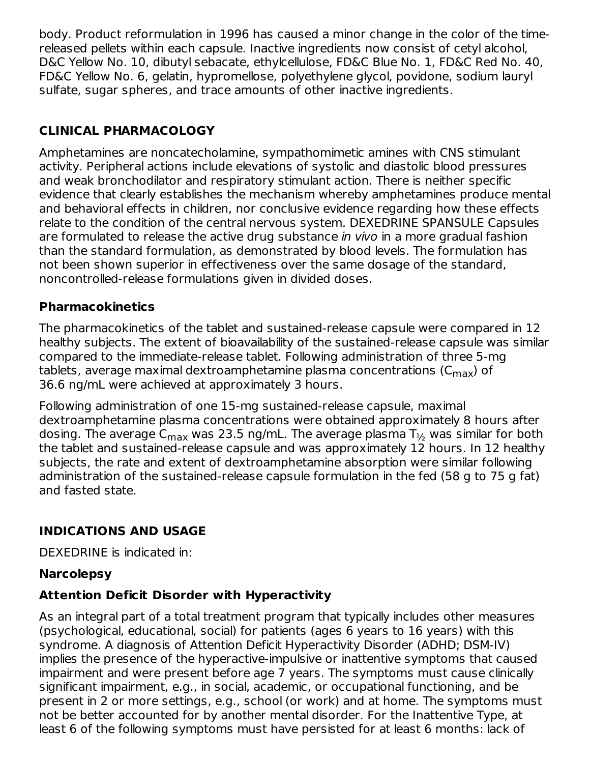body. Product reformulation in 1996 has caused a minor change in the color of the time-released pellets within each capsule. Inactive ingredients now consist of cetyl alcohol, D&C Yellow No. 10, dibutyl sebacate, ethylcellulose, FD&C Blue No. 1, FD&C Red No. 40, FD&C Yellow No. 6, gelatin, hypromellose, polyethylene glycol, povidone, sodium lauryl sulfate, sugar spheres, and trace amounts of other inactive ingredients.

## CLINICAL PHARMACOLOGY

Amphetamines are noncatecholamine, sympathomimetic amines with CNS stimulant activity. Peripheral actions include elevations of systolic and diastolic blood pressures and weak bronchodilator and respiratory stimulant action. There is neither specific evidence that clearly establishes the mechanism whereby amphetamines produce mental and behavioral effects in children, nor conclusive evidence regarding how these effects relate to the condition of the central nervous system. DEXEDRINE SPANSULE Capsules are formulated to release the active drug substance *in vivo* in a more gradual fashion than the standard formulation, as demonstrated by blood levels. The formulation has not been shown superior in effectiveness over the same dosage of the standard, noncontrolled-release formulations given in divided doses.

### Pharmacokinetics

The pharmacokinetics of the tablet and sustained-release capsule were compared in 12 healthy subjects. The extent of bioavailability of the sustained-release capsule was similar compared to the immediate-release tablet. Following administration of three 5-mg tablets, average maximal dextroamphetamine plasma concentrations ($C_{max}$) of 36.6 ng/mL were achieved at approximately 3 hours.

Following administration of one 15-mg sustained-release capsule, maximal dextroamphetamine plasma concentrations were obtained approximately 8 hours after dosing. The average $C_{max}$ was 23.5 ng/mL. The average plasma $T_{½}$ was similar for both the tablet and sustained-release capsule and was approximately 12 hours. In 12 healthy subjects, the rate and extent of dextroamphetamine absorption were similar following administration of the sustained-release capsule formulation in the fed (58 g to 75 g fat) and fasted state.

## INDICATIONS AND USAGE

DEXEDRINE is indicated in:

### Narcolepsy

### Attention Deficit Disorder with Hyperactivity

As an integral part of a total treatment program that typically includes other measures (psychological, educational, social) for patients (ages 6 years to 16 years) with this syndrome. A diagnosis of Attention Deficit Hyperactivity Disorder (ADHD; DSM-IV) implies the presence of the hyperactive-impulsive or inattentive symptoms that caused impairment and were present before age 7 years. The symptoms must cause clinically significant impairment, e.g., in social, academic, or occupational functioning, and be present in 2 or more settings, e.g., school (or work) and at home. The symptoms must not be better accounted for by another mental disorder. For the Inattentive Type, at least 6 of the following symptoms must have persisted for at least 6 months: lack of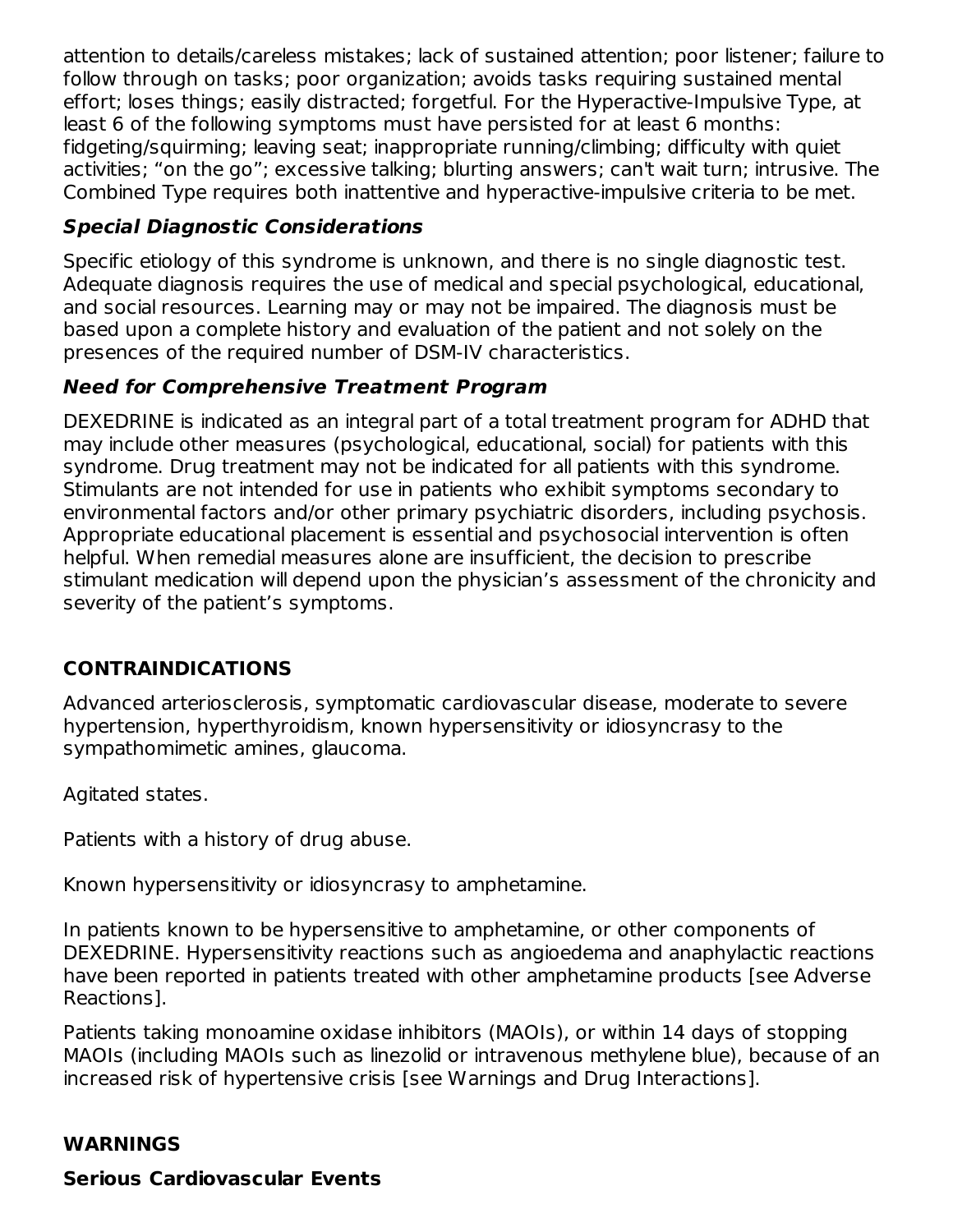attention to details/careless mistakes; lack of sustained attention; poor listener; failure to follow through on tasks; poor organization; avoids tasks requiring sustained mental effort; loses things; easily distracted; forgetful. For the Hyperactive-Impulsive Type, at least 6 of the following symptoms must have persisted for at least 6 months: fidgeting/squirming; leaving seat; inappropriate running/climbing; difficulty with quiet activities; “on the go”; excessive talking; blurting answers; can't wait turn; intrusive. The Combined Type requires both inattentive and hyperactive-impulsive criteria to be met.

### *Special Diagnostic Considerations*

Specific etiology of this syndrome is unknown, and there is no single diagnostic test. Adequate diagnosis requires the use of medical and special psychological, educational, and social resources. Learning may or may not be impaired. The diagnosis must be based upon a complete history and evaluation of the patient and not solely on the presences of the required number of DSM-IV characteristics.

### *Need for Comprehensive Treatment Program*

DEXEDRINE is indicated as an integral part of a total treatment program for ADHD that may include other measures (psychological, educational, social) for patients with this syndrome. Drug treatment may not be indicated for all patients with this syndrome. Stimulants are not intended for use in patients who exhibit symptoms secondary to environmental factors and/or other primary psychiatric disorders, including psychosis. Appropriate educational placement is essential and psychosocial intervention is often helpful. When remedial measures alone are insufficient, the decision to prescribe stimulant medication will depend upon the physician’s assessment of the chronicity and severity of the patient’s symptoms.

## CONTRAINDICATIONS

Advanced arteriosclerosis, symptomatic cardiovascular disease, moderate to severe hypertension, hyperthyroidism, known hypersensitivity or idiosyncrasy to the sympathomimetic amines, glaucoma.

Agitated states.

Patients with a history of drug abuse.

Known hypersensitivity or idiosyncrasy to amphetamine.

In patients known to be hypersensitive to amphetamine, or other components of DEXEDRINE. Hypersensitivity reactions such as angioedema and anaphylactic reactions have been reported in patients treated with other amphetamine products [see Adverse Reactions].

Patients taking monoamine oxidase inhibitors (MAOIs), or within 14 days of stopping MAOIs (including MAOIs such as linezolid or intravenous methylene blue), because of an increased risk of hypertensive crisis [see Warnings and Drug Interactions].

## WARNINGS

### Serious Cardiovascular Events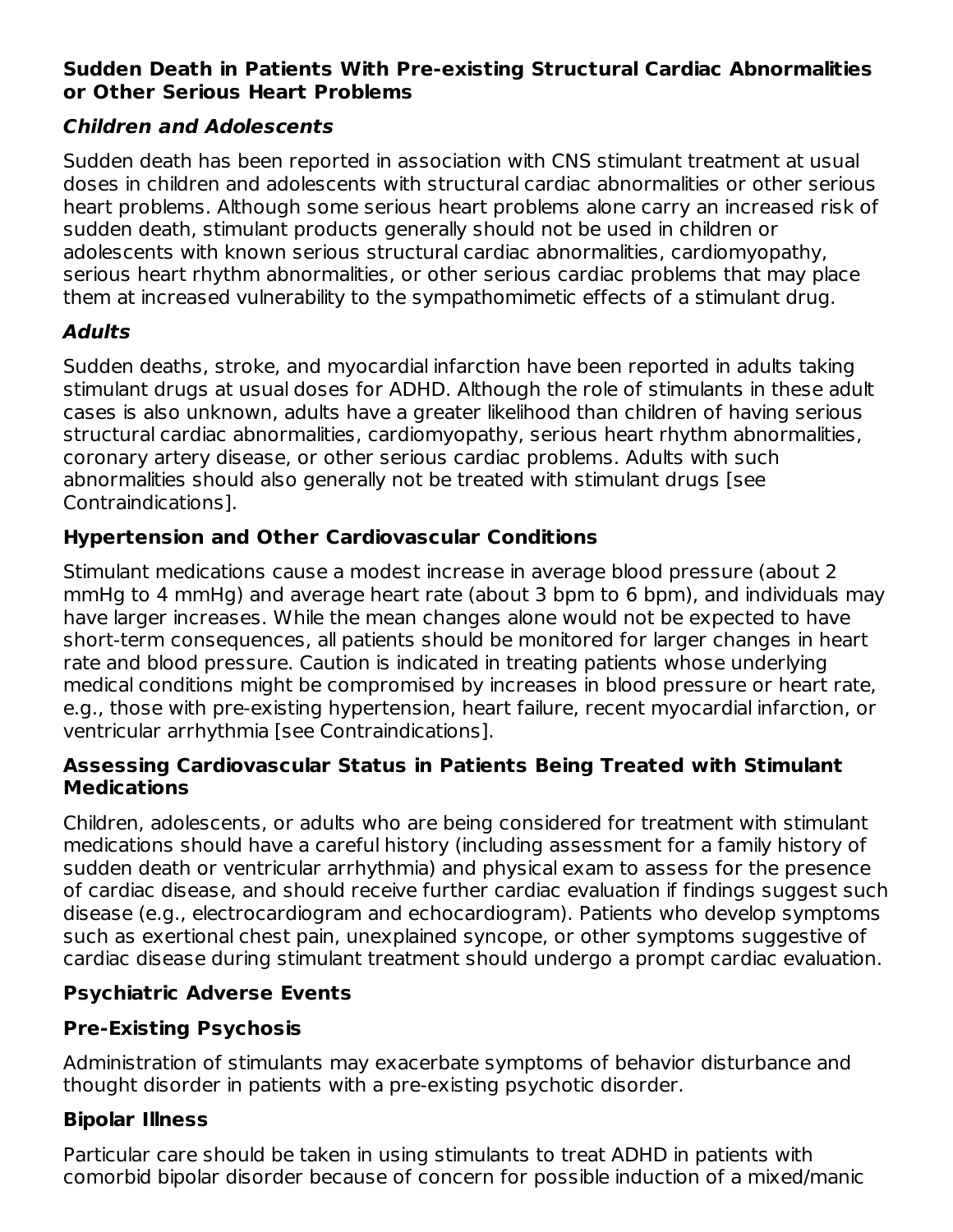**Sudden Death in Patients With Pre-existing Structural Cardiac Abnormalities or Other Serious Heart Problems**

***Children and Adolescents***

Sudden death has been reported in association with CNS stimulant treatment at usual doses in children and adolescents with structural cardiac abnormalities or other serious heart problems. Although some serious heart problems alone carry an increased risk of sudden death, stimulant products generally should not be used in children or adolescents with known serious structural cardiac abnormalities, cardiomyopathy, serious heart rhythm abnormalities, or other serious cardiac problems that may place them at increased vulnerability to the sympathomimetic effects of a stimulant drug.

***Adults***

Sudden deaths, stroke, and myocardial infarction have been reported in adults taking stimulant drugs at usual doses for ADHD. Although the role of stimulants in these adult cases is also unknown, adults have a greater likelihood than children of having serious structural cardiac abnormalities, cardiomyopathy, serious heart rhythm abnormalities, coronary artery disease, or other serious cardiac problems. Adults with such abnormalities should also generally not be treated with stimulant drugs [see Contraindications].

**Hypertension and Other Cardiovascular Conditions**

Stimulant medications cause a modest increase in average blood pressure (about 2 mmHg to 4 mmHg) and average heart rate (about 3 bpm to 6 bpm), and individuals may have larger increases. While the mean changes alone would not be expected to have short-term consequences, all patients should be monitored for larger changes in heart rate and blood pressure. Caution is indicated in treating patients whose underlying medical conditions might be compromised by increases in blood pressure or heart rate, e.g., those with pre-existing hypertension, heart failure, recent myocardial infarction, or ventricular arrhythmia [see Contraindications].

**Assessing Cardiovascular Status in Patients Being Treated with Stimulant Medications**

Children, adolescents, or adults who are being considered for treatment with stimulant medications should have a careful history (including assessment for a family history of sudden death or ventricular arrhythmia) and physical exam to assess for the presence of cardiac disease, and should receive further cardiac evaluation if findings suggest such disease (e.g., electrocardiogram and echocardiogram). Patients who develop symptoms such as exertional chest pain, unexplained syncope, or other symptoms suggestive of cardiac disease during stimulant treatment should undergo a prompt cardiac evaluation.

**Psychiatric Adverse Events**

**Pre-Existing Psychosis**

Administration of stimulants may exacerbate symptoms of behavior disturbance and thought disorder in patients with a pre-existing psychotic disorder.

**Bipolar Illness**

Particular care should be taken in using stimulants to treat ADHD in patients with comorbid bipolar disorder because of concern for possible induction of a mixed/manic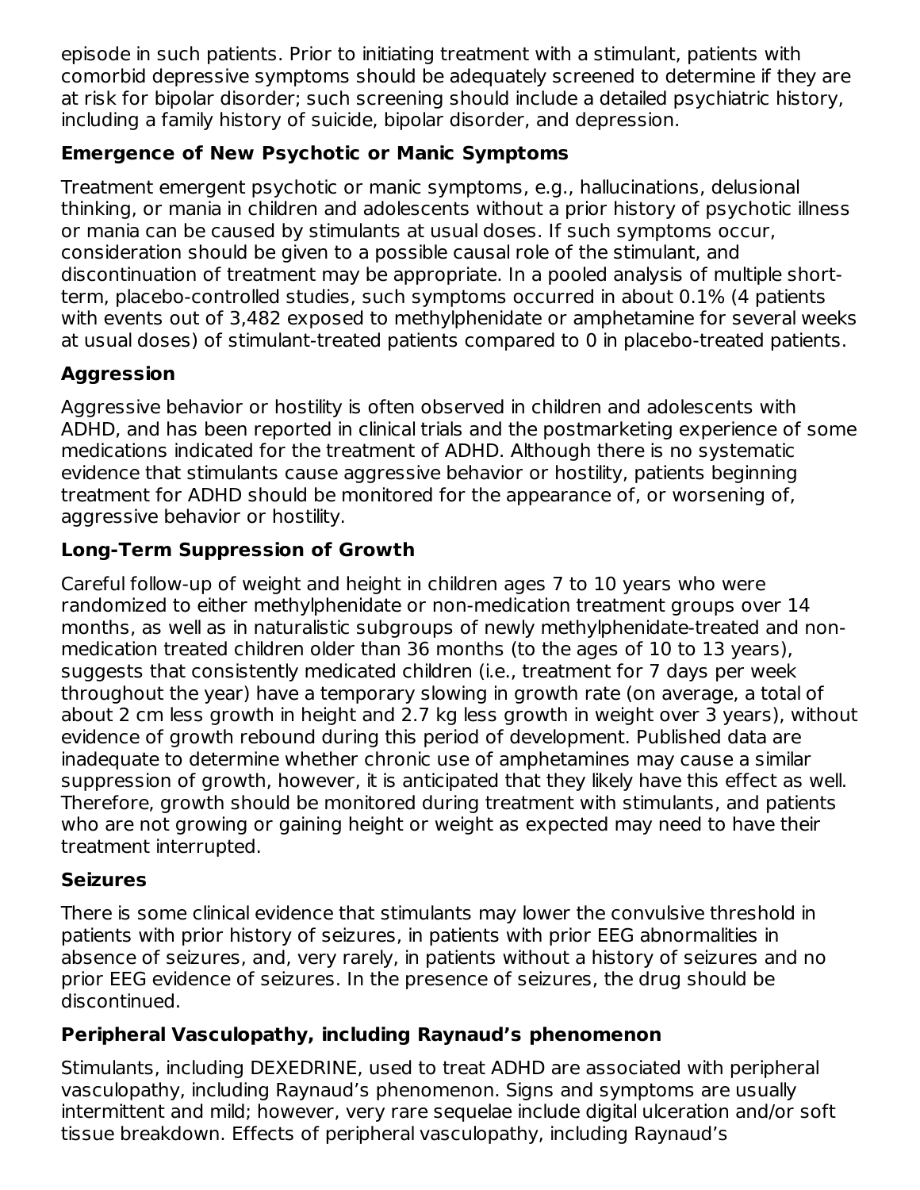episode in such patients. Prior to initiating treatment with a stimulant, patients with comorbid depressive symptoms should be adequately screened to determine if they are at risk for bipolar disorder; such screening should include a detailed psychiatric history, including a family history of suicide, bipolar disorder, and depression.

### Emergence of New Psychotic or Manic Symptoms

Treatment emergent psychotic or manic symptoms, e.g., hallucinations, delusional thinking, or mania in children and adolescents without a prior history of psychotic illness or mania can be caused by stimulants at usual doses. If such symptoms occur, consideration should be given to a possible causal role of the stimulant, and discontinuation of treatment may be appropriate. In a pooled analysis of multiple short-term, placebo-controlled studies, such symptoms occurred in about 0.1% (4 patients with events out of 3,482 exposed to methylphenidate or amphetamine for several weeks at usual doses) of stimulant-treated patients compared to 0 in placebo-treated patients.

### Aggression

Aggressive behavior or hostility is often observed in children and adolescents with ADHD, and has been reported in clinical trials and the postmarketing experience of some medications indicated for the treatment of ADHD. Although there is no systematic evidence that stimulants cause aggressive behavior or hostility, patients beginning treatment for ADHD should be monitored for the appearance of, or worsening of, aggressive behavior or hostility.

### Long-Term Suppression of Growth

Careful follow-up of weight and height in children ages 7 to 10 years who were randomized to either methylphenidate or non-medication treatment groups over 14 months, as well as in naturalistic subgroups of newly methylphenidate-treated and non-medication treated children older than 36 months (to the ages of 10 to 13 years), suggests that consistently medicated children (i.e., treatment for 7 days per week throughout the year) have a temporary slowing in growth rate (on average, a total of about 2 cm less growth in height and 2.7 kg less growth in weight over 3 years), without evidence of growth rebound during this period of development. Published data are inadequate to determine whether chronic use of amphetamines may cause a similar suppression of growth, however, it is anticipated that they likely have this effect as well. Therefore, growth should be monitored during treatment with stimulants, and patients who are not growing or gaining height or weight as expected may need to have their treatment interrupted.

### Seizures

There is some clinical evidence that stimulants may lower the convulsive threshold in patients with prior history of seizures, in patients with prior EEG abnormalities in absence of seizures, and, very rarely, in patients without a history of seizures and no prior EEG evidence of seizures. In the presence of seizures, the drug should be discontinued.

### Peripheral Vasculopathy, including Raynaud's phenomenon

Stimulants, including DEXEDRINE, used to treat ADHD are associated with peripheral vasculopathy, including Raynaud's phenomenon. Signs and symptoms are usually intermittent and mild; however, very rare sequelae include digital ulceration and/or soft tissue breakdown. Effects of peripheral vasculopathy, including Raynaud's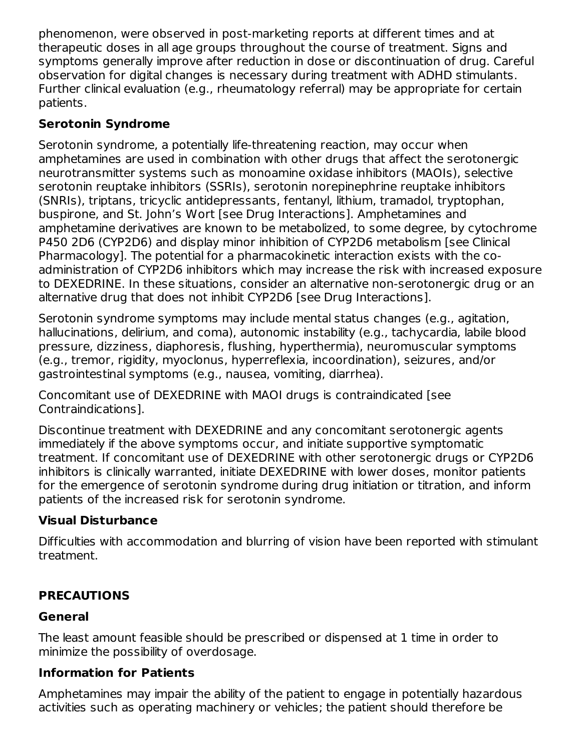phenomenon, were observed in post-marketing reports at different times and at therapeutic doses in all age groups throughout the course of treatment. Signs and symptoms generally improve after reduction in dose or discontinuation of drug. Careful observation for digital changes is necessary during treatment with ADHD stimulants. Further clinical evaluation (e.g., rheumatology referral) may be appropriate for certain patients.

**Serotonin Syndrome**

Serotonin syndrome, a potentially life-threatening reaction, may occur when amphetamines are used in combination with other drugs that affect the serotonergic neurotransmitter systems such as monoamine oxidase inhibitors (MAOIs), selective serotonin reuptake inhibitors (SSRIs), serotonin norepinephrine reuptake inhibitors (SNRIs), triptans, tricyclic antidepressants, fentanyl, lithium, tramadol, tryptophan, buspirone, and St. John's Wort [see Drug Interactions]. Amphetamines and amphetamine derivatives are known to be metabolized, to some degree, by cytochrome P450 2D6 (CYP2D6) and display minor inhibition of CYP2D6 metabolism [see Clinical Pharmacology]. The potential for a pharmacokinetic interaction exists with the co-administration of CYP2D6 inhibitors which may increase the risk with increased exposure to DEXEDRINE. In these situations, consider an alternative non-serotonergic drug or an alternative drug that does not inhibit CYP2D6 [see Drug Interactions].

Serotonin syndrome symptoms may include mental status changes (e.g., agitation, hallucinations, delirium, and coma), autonomic instability (e.g., tachycardia, labile blood pressure, dizziness, diaphoresis, flushing, hyperthermia), neuromuscular symptoms (e.g., tremor, rigidity, myoclonus, hyperreflexia, incoordination), seizures, and/or gastrointestinal symptoms (e.g., nausea, vomiting, diarrhea).

Concomitant use of DEXEDRINE with MAOI drugs is contraindicated [see Contraindications].

Discontinue treatment with DEXEDRINE and any concomitant serotonergic agents immediately if the above symptoms occur, and initiate supportive symptomatic treatment. If concomitant use of DEXEDRINE with other serotonergic drugs or CYP2D6 inhibitors is clinically warranted, initiate DEXEDRINE with lower doses, monitor patients for the emergence of serotonin syndrome during drug initiation or titration, and inform patients of the increased risk for serotonin syndrome.

**Visual Disturbance**

Difficulties with accommodation and blurring of vision have been reported with stimulant treatment.

## PRECAUTIONS

**General**

The least amount feasible should be prescribed or dispensed at 1 time in order to minimize the possibility of overdosage.

**Information for Patients**

Amphetamines may impair the ability of the patient to engage in potentially hazardous activities such as operating machinery or vehicles; the patient should therefore be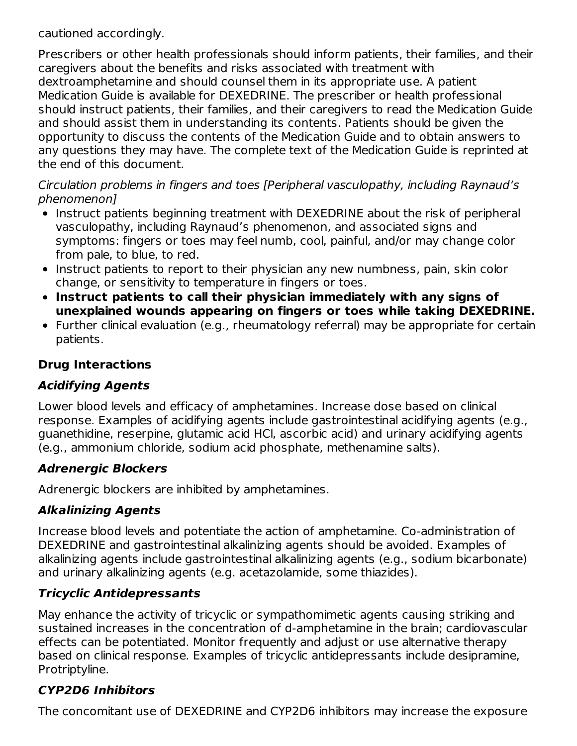cautioned accordingly.

Prescribers or other health professionals should inform patients, their families, and their caregivers about the benefits and risks associated with treatment with dextroamphetamine and should counsel them in its appropriate use. A patient Medication Guide is available for DEXEDRINE. The prescriber or health professional should instruct patients, their families, and their caregivers to read the Medication Guide and should assist them in understanding its contents. Patients should be given the opportunity to discuss the contents of the Medication Guide and to obtain answers to any questions they may have. The complete text of the Medication Guide is reprinted at the end of this document.

*Circulation problems in fingers and toes [Peripheral vasculopathy, including Raynaud's phenomenon]*

- Instruct patients beginning treatment with DEXEDRINE about the risk of peripheral vasculopathy, including Raynaud's phenomenon, and associated signs and symptoms: fingers or toes may feel numb, cool, painful, and/or may change color from pale, to blue, to red.
- Instruct patients to report to their physician any new numbness, pain, skin color change, or sensitivity to temperature in fingers or toes.
- **Instruct patients to call their physician immediately with any signs of unexplained wounds appearing on fingers or toes while taking DEXEDRINE.**
- Further clinical evaluation (e.g., rheumatology referral) may be appropriate for certain patients.

## Drug Interactions

### *Acidifying Agents*

Lower blood levels and efficacy of amphetamines. Increase dose based on clinical response. Examples of acidifying agents include gastrointestinal acidifying agents (e.g., guanethidine, reserpine, glutamic acid HCl, ascorbic acid) and urinary acidifying agents (e.g., ammonium chloride, sodium acid phosphate, methenamine salts).

### *Adrenergic Blockers*

Adrenergic blockers are inhibited by amphetamines.

### *Alkalinizing Agents*

Increase blood levels and potentiate the action of amphetamine. Co-administration of DEXEDRINE and gastrointestinal alkalinizing agents should be avoided. Examples of alkalinizing agents include gastrointestinal alkalinizing agents (e.g., sodium bicarbonate) and urinary alkalinizing agents (e.g. acetazolamide, some thiazides).

### *Tricyclic Antidepressants*

May enhance the activity of tricyclic or sympathomimetic agents causing striking and sustained increases in the concentration of d-amphetamine in the brain; cardiovascular effects can be potentiated. Monitor frequently and adjust or use alternative therapy based on clinical response. Examples of tricyclic antidepressants include desipramine, Protriptyline.

### *CYP2D6 Inhibitors*

The concomitant use of DEXEDRINE and CYP2D6 inhibitors may increase the exposure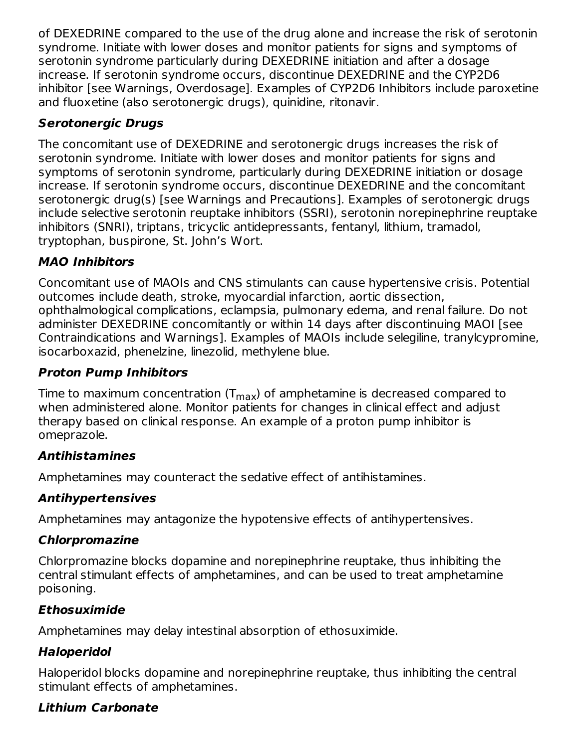of DEXEDRINE compared to the use of the drug alone and increase the risk of serotonin syndrome. Initiate with lower doses and monitor patients for signs and symptoms of serotonin syndrome particularly during DEXEDRINE initiation and after a dosage increase. If serotonin syndrome occurs, discontinue DEXEDRINE and the CYP2D6 inhibitor [see Warnings, Overdosage]. Examples of CYP2D6 Inhibitors include paroxetine and fluoxetine (also serotonergic drugs), quinidine, ritonavir.

***Serotonergic Drugs***

The concomitant use of DEXEDRINE and serotonergic drugs increases the risk of serotonin syndrome. Initiate with lower doses and monitor patients for signs and symptoms of serotonin syndrome, particularly during DEXEDRINE initiation or dosage increase. If serotonin syndrome occurs, discontinue DEXEDRINE and the concomitant serotonergic drug(s) [see Warnings and Precautions]. Examples of serotonergic drugs include selective serotonin reuptake inhibitors (SSRI), serotonin norepinephrine reuptake inhibitors (SNRI), triptans, tricyclic antidepressants, fentanyl, lithium, tramadol, tryptophan, buspirone, St. John's Wort.

***MAO Inhibitors***

Concomitant use of MAOIs and CNS stimulants can cause hypertensive crisis. Potential outcomes include death, stroke, myocardial infarction, aortic dissection, ophthalmological complications, eclampsia, pulmonary edema, and renal failure. Do not administer DEXEDRINE concomitantly or within 14 days after discontinuing MAOI [see Contraindications and Warnings]. Examples of MAOIs include selegiline, tranylcypromine, isocarboxazid, phenelzine, linezolid, methylene blue.

***Proton Pump Inhibitors***

Time to maximum concentration ($T_{max}$) of amphetamine is decreased compared to when administered alone. Monitor patients for changes in clinical effect and adjust therapy based on clinical response. An example of a proton pump inhibitor is omeprazole.

***Antihistamines***

Amphetamines may counteract the sedative effect of antihistamines.

***Antihypertensives***

Amphetamines may antagonize the hypotensive effects of antihypertensives.

***Chlorpromazine***

Chlorpromazine blocks dopamine and norepinephrine reuptake, thus inhibiting the central stimulant effects of amphetamines, and can be used to treat amphetamine poisoning.

***Ethosuximide***

Amphetamines may delay intestinal absorption of ethosuximide.

***Haloperidol***

Haloperidol blocks dopamine and norepinephrine reuptake, thus inhibiting the central stimulant effects of amphetamines.

***Lithium Carbonate***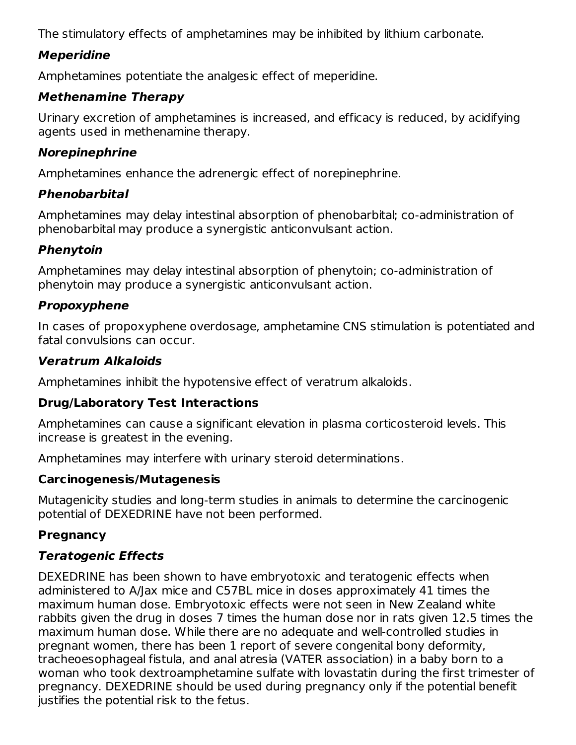The stimulatory effects of amphetamines may be inhibited by lithium carbonate.

#### ***Meperidine***

Amphetamines potentiate the analgesic effect of meperidine.

#### ***Methenamine Therapy***

Urinary excretion of amphetamines is increased, and efficacy is reduced, by acidifying agents used in methenamine therapy.

#### ***Norepinephrine***

Amphetamines enhance the adrenergic effect of norepinephrine.

#### ***Phenobarbital***

Amphetamines may delay intestinal absorption of phenobarbital; co-administration of phenobarbital may produce a synergistic anticonvulsant action.

#### ***Phenytoin***

Amphetamines may delay intestinal absorption of phenytoin; co-administration of phenytoin may produce a synergistic anticonvulsant action.

#### ***Propoxyphene***

In cases of propoxyphene overdosage, amphetamine CNS stimulation is potentiated and fatal convulsions can occur.

#### ***Veratrum Alkaloids***

Amphetamines inhibit the hypotensive effect of veratrum alkaloids.

### **Drug/Laboratory Test Interactions**

Amphetamines can cause a significant elevation in plasma corticosteroid levels. This increase is greatest in the evening.

Amphetamines may interfere with urinary steroid determinations.

### **Carcinogenesis/Mutagenesis**

Mutagenicity studies and long-term studies in animals to determine the carcinogenic potential of DEXEDRINE have not been performed.

### **Pregnancy**

#### ***Teratogenic Effects***

DEXEDRINE has been shown to have embryotoxic and teratogenic effects when administered to A/Jax mice and C57BL mice in doses approximately 41 times the maximum human dose. Embryotoxic effects were not seen in New Zealand white rabbits given the drug in doses 7 times the human dose nor in rats given 12.5 times the maximum human dose. While there are no adequate and well-controlled studies in pregnant women, there has been 1 report of severe congenital bony deformity, tracheoesophageal fistula, and anal atresia (VATER association) in a baby born to a woman who took dextroamphetamine sulfate with lovastatin during the first trimester of pregnancy. DEXEDRINE should be used during pregnancy only if the potential benefit justifies the potential risk to the fetus.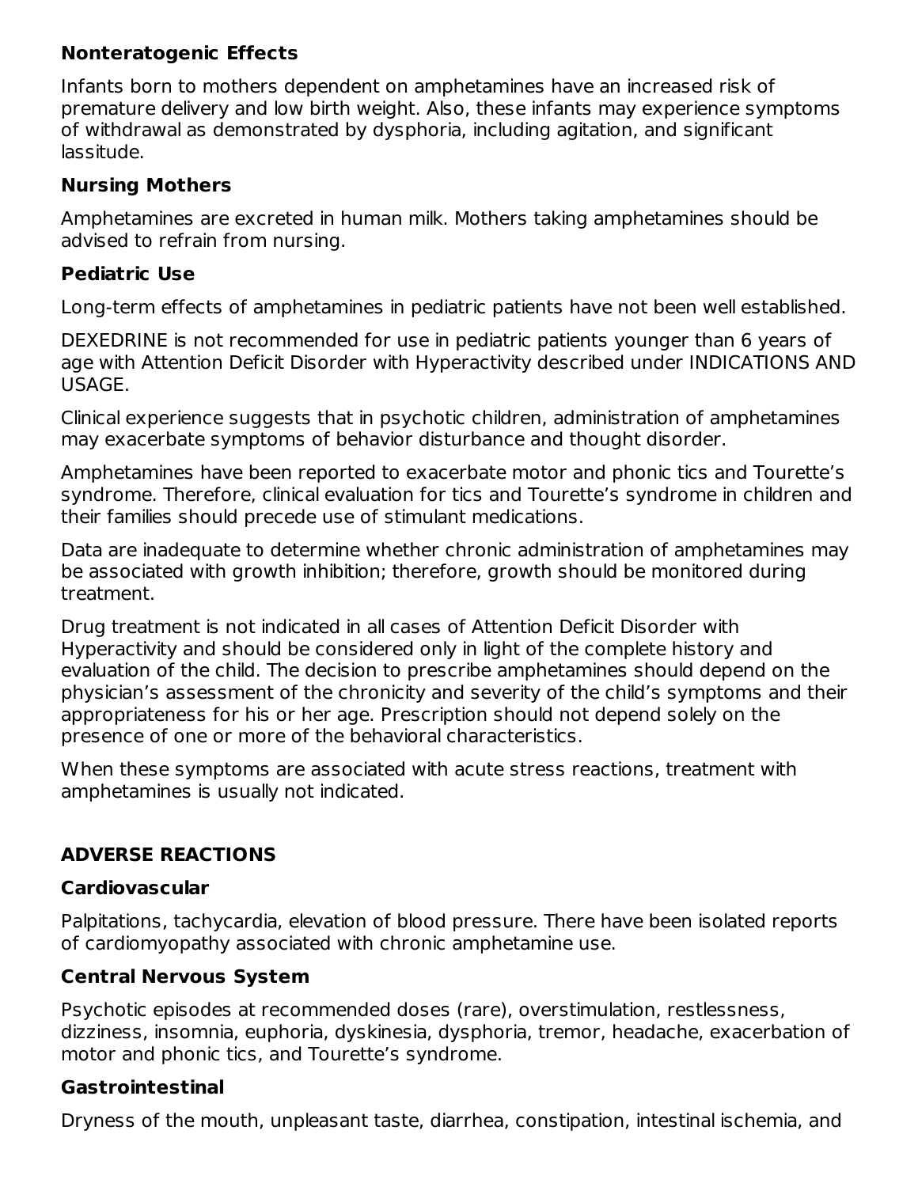### Nonteratogenic Effects

Infants born to mothers dependent on amphetamines have an increased risk of premature delivery and low birth weight. Also, these infants may experience symptoms of withdrawal as demonstrated by dysphoria, including agitation, and significant lassitude.

### Nursing Mothers

Amphetamines are excreted in human milk. Mothers taking amphetamines should be advised to refrain from nursing.

### Pediatric Use

Long-term effects of amphetamines in pediatric patients have not been well established.

DEXEDRINE is not recommended for use in pediatric patients younger than 6 years of age with Attention Deficit Disorder with Hyperactivity described under INDICATIONS AND USAGE.

Clinical experience suggests that in psychotic children, administration of amphetamines may exacerbate symptoms of behavior disturbance and thought disorder.

Amphetamines have been reported to exacerbate motor and phonic tics and Tourette's syndrome. Therefore, clinical evaluation for tics and Tourette's syndrome in children and their families should precede use of stimulant medications.

Data are inadequate to determine whether chronic administration of amphetamines may be associated with growth inhibition; therefore, growth should be monitored during treatment.

Drug treatment is not indicated in all cases of Attention Deficit Disorder with Hyperactivity and should be considered only in light of the complete history and evaluation of the child. The decision to prescribe amphetamines should depend on the physician's assessment of the chronicity and severity of the child's symptoms and their appropriateness for his or her age. Prescription should not depend solely on the presence of one or more of the behavioral characteristics.

When these symptoms are associated with acute stress reactions, treatment with amphetamines is usually not indicated.

## ADVERSE REACTIONS

### Cardiovascular

Palpitations, tachycardia, elevation of blood pressure. There have been isolated reports of cardiomyopathy associated with chronic amphetamine use.

### Central Nervous System

Psychotic episodes at recommended doses (rare), overstimulation, restlessness, dizziness, insomnia, euphoria, dyskinesia, dysphoria, tremor, headache, exacerbation of motor and phonic tics, and Tourette's syndrome.

### Gastrointestinal

Dryness of the mouth, unpleasant taste, diarrhea, constipation, intestinal ischemia, and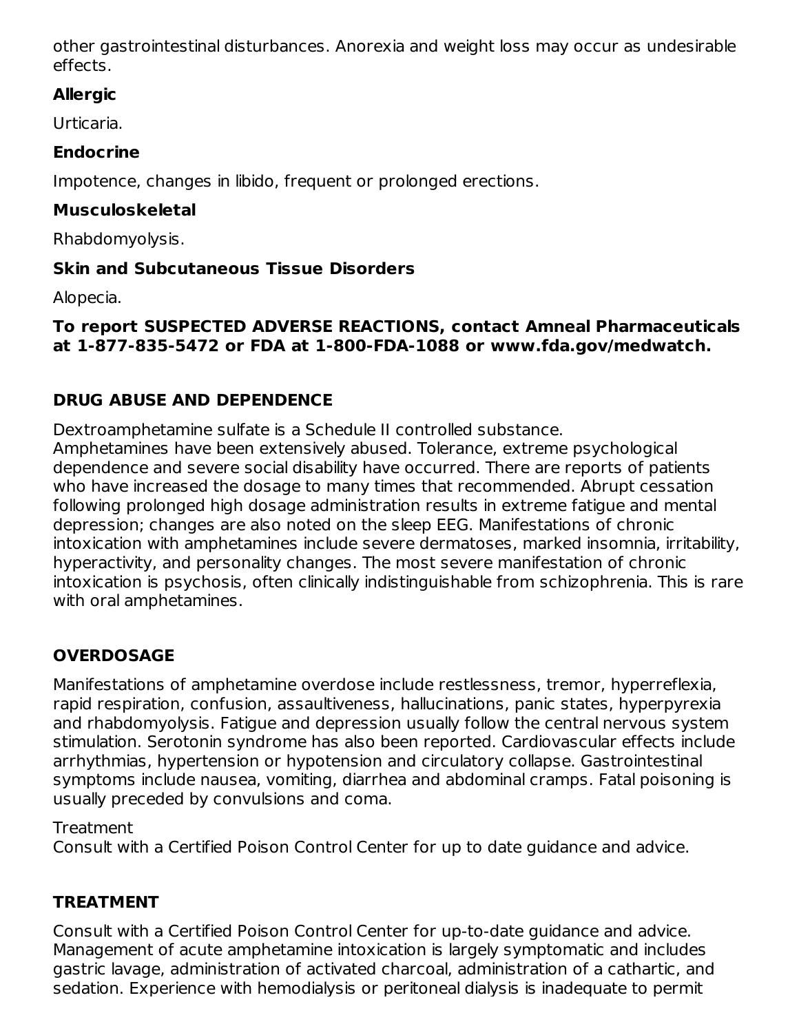other gastrointestinal disturbances. Anorexia and weight loss may occur as undesirable effects.

### Allergic

Urticaria.

### Endocrine

Impotence, changes in libido, frequent or prolonged erections.

### Musculoskeletal

Rhabdomyolysis.

### Skin and Subcutaneous Tissue Disorders

Alopecia.

**To report SUSPECTED ADVERSE REACTIONS, contact Amneal Pharmaceuticals at 1-877-835-5472 or FDA at 1-800-FDA-1088 or www.fda.gov/medwatch.**

## DRUG ABUSE AND DEPENDENCE

Dextroamphetamine sulfate is a Schedule II controlled substance.
Amphetamines have been extensively abused. Tolerance, extreme psychological dependence and severe social disability have occurred. There are reports of patients who have increased the dosage to many times that recommended. Abrupt cessation following prolonged high dosage administration results in extreme fatigue and mental depression; changes are also noted on the sleep EEG. Manifestations of chronic intoxication with amphetamines include severe dermatoses, marked insomnia, irritability, hyperactivity, and personality changes. The most severe manifestation of chronic intoxication is psychosis, often clinically indistinguishable from schizophrenia. This is rare with oral amphetamines.

## OVERDOSAGE

Manifestations of amphetamine overdose include restlessness, tremor, hyperreflexia, rapid respiration, confusion, assaultiveness, hallucinations, panic states, hyperpyrexia and rhabdomyolysis. Fatigue and depression usually follow the central nervous system stimulation. Serotonin syndrome has also been reported. Cardiovascular effects include arrhythmias, hypertension or hypotension and circulatory collapse. Gastrointestinal symptoms include nausea, vomiting, diarrhea and abdominal cramps. Fatal poisoning is usually preceded by convulsions and coma.

Treatment
Consult with a Certified Poison Control Center for up to date guidance and advice.

## TREATMENT

Consult with a Certified Poison Control Center for up-to-date guidance and advice.
Management of acute amphetamine intoxication is largely symptomatic and includes gastric lavage, administration of activated charcoal, administration of a cathartic, and sedation. Experience with hemodialysis or peritoneal dialysis is inadequate to permit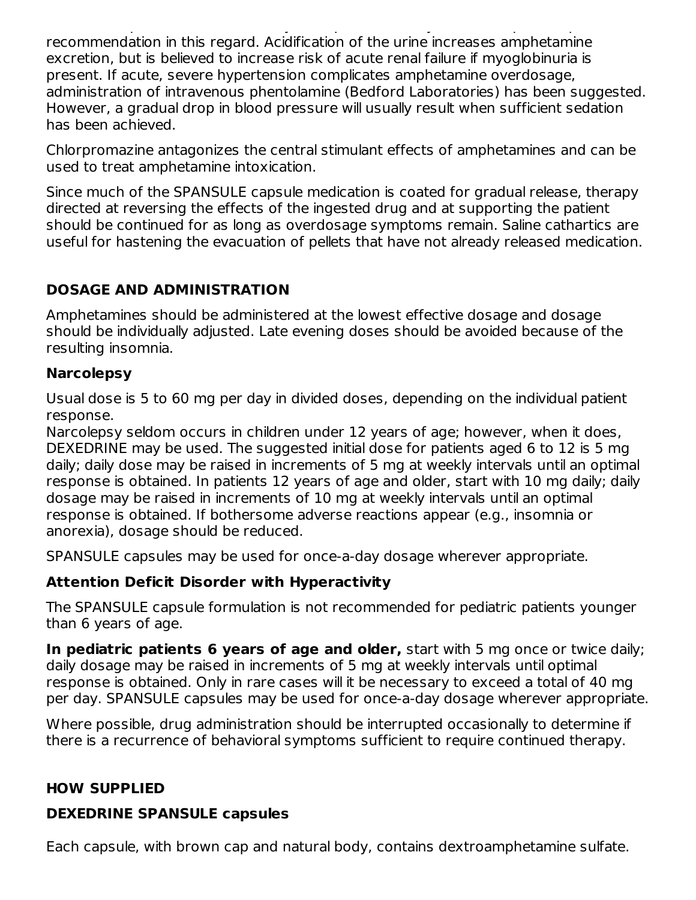recommendation in this regard. Acidification of the urine increases amphetamine excretion, but is believed to increase risk of acute renal failure if myoglobinuria is present. If acute, severe hypertension complicates amphetamine overdosage, administration of intravenous phentolamine (Bedford Laboratories) has been suggested. However, a gradual drop in blood pressure will usually result when sufficient sedation has been achieved.

Chlorpromazine antagonizes the central stimulant effects of amphetamines and can be used to treat amphetamine intoxication.

Since much of the SPANSULE capsule medication is coated for gradual release, therapy directed at reversing the effects of the ingested drug and at supporting the patient should be continued for as long as overdosage symptoms remain. Saline cathartics are useful for hastening the evacuation of pellets that have not already released medication.

## DOSAGE AND ADMINISTRATION

Amphetamines should be administered at the lowest effective dosage and dosage should be individually adjusted. Late evening doses should be avoided because of the resulting insomnia.

### Narcolepsy

Usual dose is 5 to 60 mg per day in divided doses, depending on the individual patient response.
Narcolepsy seldom occurs in children under 12 years of age; however, when it does, DEXEDRINE may be used. The suggested initial dose for patients aged 6 to 12 is 5 mg daily; daily dose may be raised in increments of 5 mg at weekly intervals until an optimal response is obtained. In patients 12 years of age and older, start with 10 mg daily; daily dosage may be raised in increments of 10 mg at weekly intervals until an optimal response is obtained. If bothersome adverse reactions appear (e.g., insomnia or anorexia), dosage should be reduced.

SPANSULE capsules may be used for once-a-day dosage wherever appropriate.

### Attention Deficit Disorder with Hyperactivity

The SPANSULE capsule formulation is not recommended for pediatric patients younger than 6 years of age.

**In pediatric patients 6 years of age and older,** start with 5 mg once or twice daily; daily dosage may be raised in increments of 5 mg at weekly intervals until optimal response is obtained. Only in rare cases will it be necessary to exceed a total of 40 mg per day. SPANSULE capsules may be used for once-a-day dosage wherever appropriate.

Where possible, drug administration should be interrupted occasionally to determine if there is a recurrence of behavioral symptoms sufficient to require continued therapy.

## HOW SUPPLIED

### DEXEDRINE SPANSULE capsules

Each capsule, with brown cap and natural body, contains dextroamphetamine sulfate.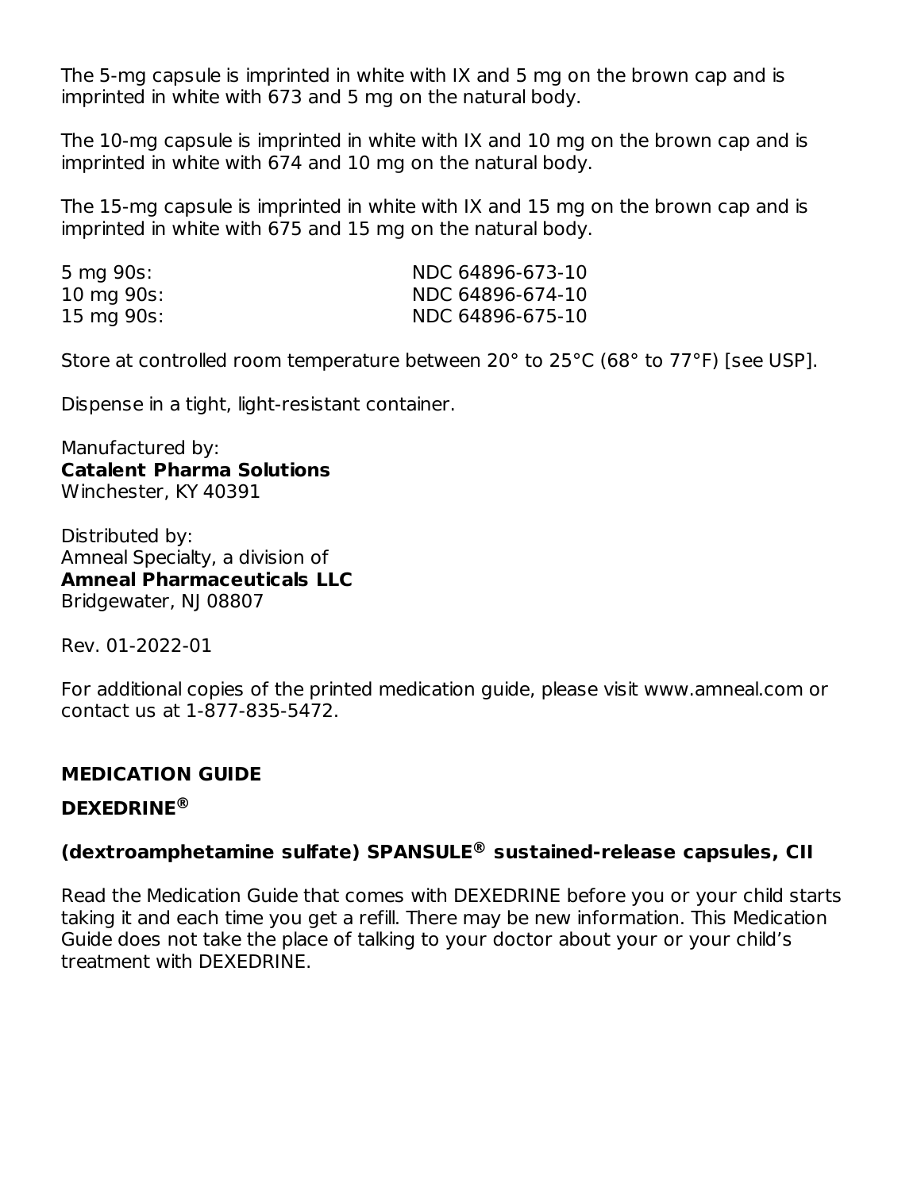The 5-mg capsule is imprinted in white with IX and 5 mg on the brown cap and is imprinted in white with 673 and 5 mg on the natural body.

The 10-mg capsule is imprinted in white with IX and 10 mg on the brown cap and is imprinted in white with 674 and 10 mg on the natural body.

The 15-mg capsule is imprinted in white with IX and 15 mg on the brown cap and is imprinted in white with 675 and 15 mg on the natural body.

| | |
|---|---|
| 5 mg 90s: | NDC 64896-673-10 |
| 10 mg 90s: | NDC 64896-674-10 |
| 15 mg 90s: | NDC 64896-675-10 |

Store at controlled room temperature between 20° to 25°C (68° to 77°F) [see USP].

Dispense in a tight, light-resistant container.

Manufactured by:
**Catalent Pharma Solutions**
Winchester, KY 40391

Distributed by:
Amneal Specialty, a division of
**Amneal Pharmaceuticals LLC**
Bridgewater, NJ 08807

Rev. 01-2022-01

For additional copies of the printed medication guide, please visit www.amneal.com or contact us at 1-877-835-5472.

## MEDICATION GUIDE

## DEXEDRINE®

### (dextroamphetamine sulfate) SPANSULE® sustained-release capsules, CII

Read the Medication Guide that comes with DEXEDRINE before you or your child starts taking it and each time you get a refill. There may be new information. This Medication Guide does not take the place of talking to your doctor about your or your child's treatment with DEXEDRINE.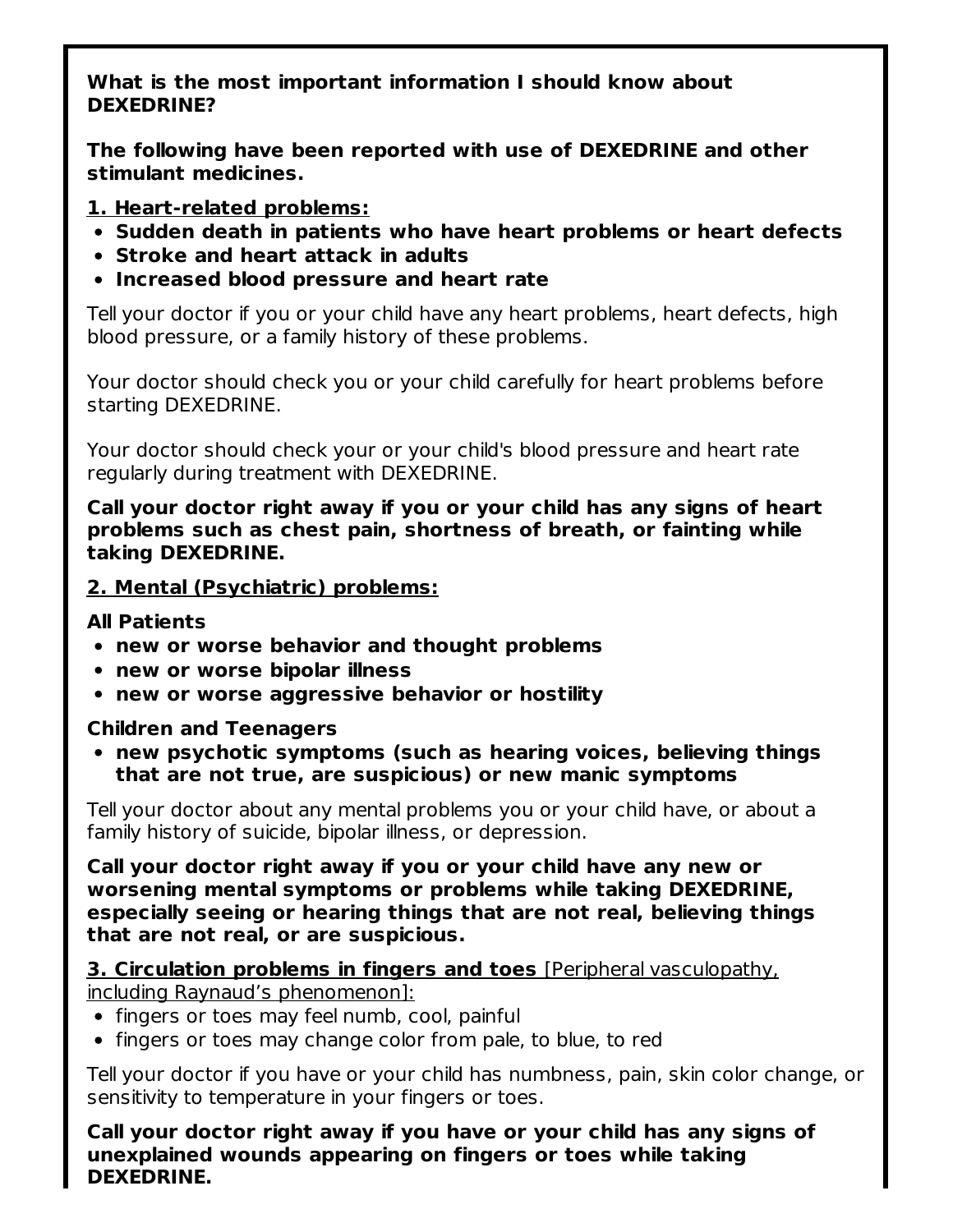**What is the most important information I should know about DEXEDRINE?**

**The following have been reported with use of DEXEDRINE and other stimulant medicines.**

**1. Heart-related problems:**

- **Sudden death in patients who have heart problems or heart defects**
- **Stroke and heart attack in adults**
- **Increased blood pressure and heart rate**

Tell your doctor if you or your child have any heart problems, heart defects, high blood pressure, or a family history of these problems.

Your doctor should check you or your child carefully for heart problems before starting DEXEDRINE.

Your doctor should check your or your child's blood pressure and heart rate regularly during treatment with DEXEDRINE.

**Call your doctor right away if you or your child has any signs of heart problems such as chest pain, shortness of breath, or fainting while taking DEXEDRINE.**

**2. Mental (Psychiatric) problems:**

**All Patients**

- **new or worse behavior and thought problems**
- **new or worse bipolar illness**
- **new or worse aggressive behavior or hostility**

**Children and Teenagers**

- **new psychotic symptoms (such as hearing voices, believing things that are not true, are suspicious) or new manic symptoms**

Tell your doctor about any mental problems you or your child have, or about a family history of suicide, bipolar illness, or depression.

**Call your doctor right away if you or your child have any new or worsening mental symptoms or problems while taking DEXEDRINE, especially seeing or hearing things that are not real, believing things that are not real, or are suspicious.**

**3. Circulation problems in fingers and toes** [Peripheral vasculopathy, including Raynaud's phenomenon]:

- fingers or toes may feel numb, cool, painful
- fingers or toes may change color from pale, to blue, to red

Tell your doctor if you have or your child has numbness, pain, skin color change, or sensitivity to temperature in your fingers or toes.

**Call your doctor right away if you have or your child has any signs of unexplained wounds appearing on fingers or toes while taking DEXEDRINE.**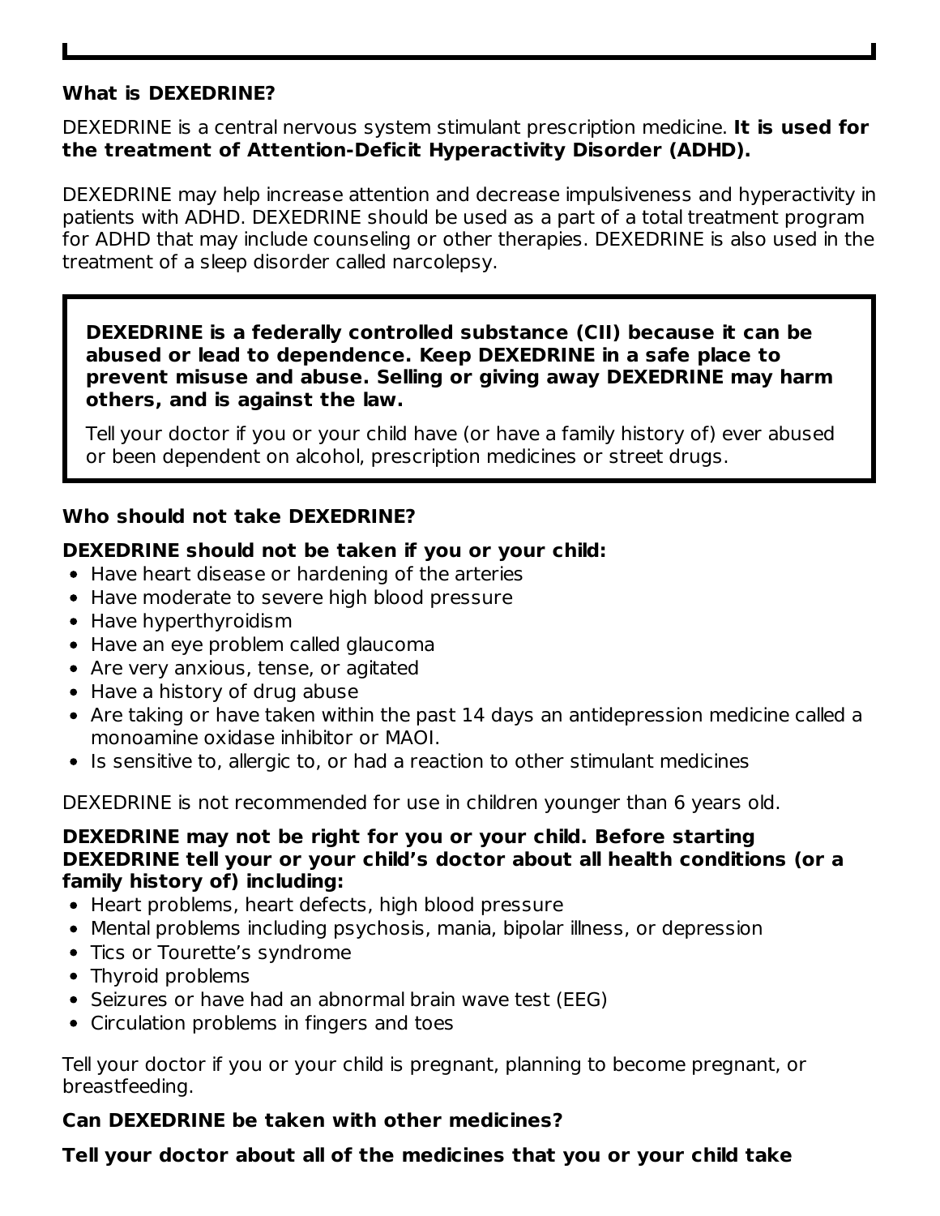### What is DEXEDRINE?

DEXEDRINE is a central nervous system stimulant prescription medicine. **It is used for the treatment of Attention-Deficit Hyperactivity Disorder (ADHD).**

DEXEDRINE may help increase attention and decrease impulsiveness and hyperactivity in patients with ADHD. DEXEDRINE should be used as a part of a total treatment program for ADHD that may include counseling or other therapies. DEXEDRINE is also used in the treatment of a sleep disorder called narcolepsy.

> **DEXEDRINE is a federally controlled substance (CII) because it can be abused or lead to dependence. Keep DEXEDRINE in a safe place to prevent misuse and abuse. Selling or giving away DEXEDRINE may harm others, and is against the law.**
>
> Tell your doctor if you or your child have (or have a family history of) ever abused or been dependent on alcohol, prescription medicines or street drugs.

### Who should not take DEXEDRINE?

**DEXEDRINE should not be taken if you or your child:**

- Have heart disease or hardening of the arteries
- Have moderate to severe high blood pressure
- Have hyperthyroidism
- Have an eye problem called glaucoma
- Are very anxious, tense, or agitated
- Have a history of drug abuse
- Are taking or have taken within the past 14 days an antidepression medicine called a monoamine oxidase inhibitor or MAOI.
- Is sensitive to, allergic to, or had a reaction to other stimulant medicines

DEXEDRINE is not recommended for use in children younger than 6 years old.

**DEXEDRINE may not be right for you or your child. Before starting DEXEDRINE tell your or your child's doctor about all health conditions (or a family history of) including:**

- Heart problems, heart defects, high blood pressure
- Mental problems including psychosis, mania, bipolar illness, or depression
- Tics or Tourette's syndrome
- Thyroid problems
- Seizures or have had an abnormal brain wave test (EEG)
- Circulation problems in fingers and toes

Tell your doctor if you or your child is pregnant, planning to become pregnant, or breastfeeding.

### Can DEXEDRINE be taken with other medicines?

**Tell your doctor about all of the medicines that you or your child take**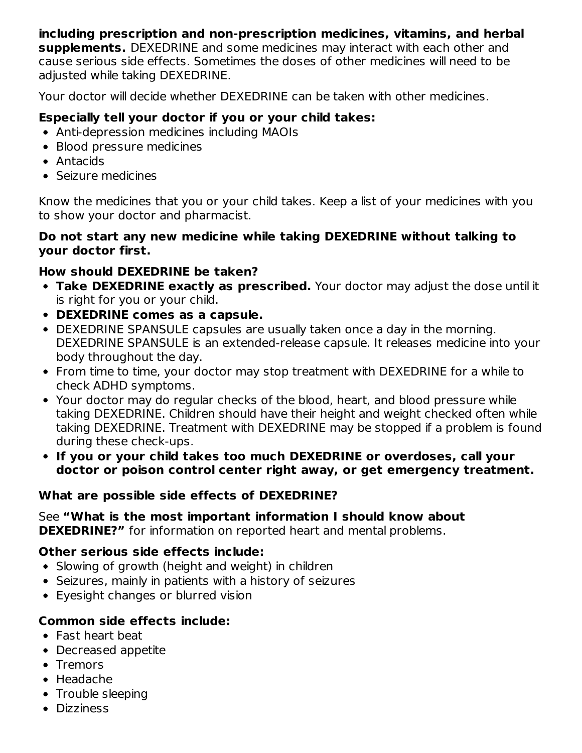**including prescription and non-prescription medicines, vitamins, and herbal supplements.** DEXEDRINE and some medicines may interact with each other and cause serious side effects. Sometimes the doses of other medicines will need to be adjusted while taking DEXEDRINE.

Your doctor will decide whether DEXEDRINE can be taken with other medicines.

**Especially tell your doctor if you or your child takes:**

- Anti-depression medicines including MAOIs
- Blood pressure medicines
- Antacids
- Seizure medicines

Know the medicines that you or your child takes. Keep a list of your medicines with you to show your doctor and pharmacist.

**Do not start any new medicine while taking DEXEDRINE without talking to your doctor first.**

**How should DEXEDRINE be taken?**

- **Take DEXEDRINE exactly as prescribed.** Your doctor may adjust the dose until it is right for you or your child.
- **DEXEDRINE comes as a capsule.**
- DEXEDRINE SPANSULE capsules are usually taken once a day in the morning. DEXEDRINE SPANSULE is an extended-release capsule. It releases medicine into your body throughout the day.
- From time to time, your doctor may stop treatment with DEXEDRINE for a while to check ADHD symptoms.
- Your doctor may do regular checks of the blood, heart, and blood pressure while taking DEXEDRINE. Children should have their height and weight checked often while taking DEXEDRINE. Treatment with DEXEDRINE may be stopped if a problem is found during these check-ups.
- **If you or your child takes too much DEXEDRINE or overdoses, call your doctor or poison control center right away, or get emergency treatment.**

**What are possible side effects of DEXEDRINE?**

See **"What is the most important information I should know about DEXEDRINE?"** for information on reported heart and mental problems.

**Other serious side effects include:**

- Slowing of growth (height and weight) in children
- Seizures, mainly in patients with a history of seizures
- Eyesight changes or blurred vision

**Common side effects include:**

- Fast heart beat
- Decreased appetite
- Tremors
- Headache
- Trouble sleeping
- Dizziness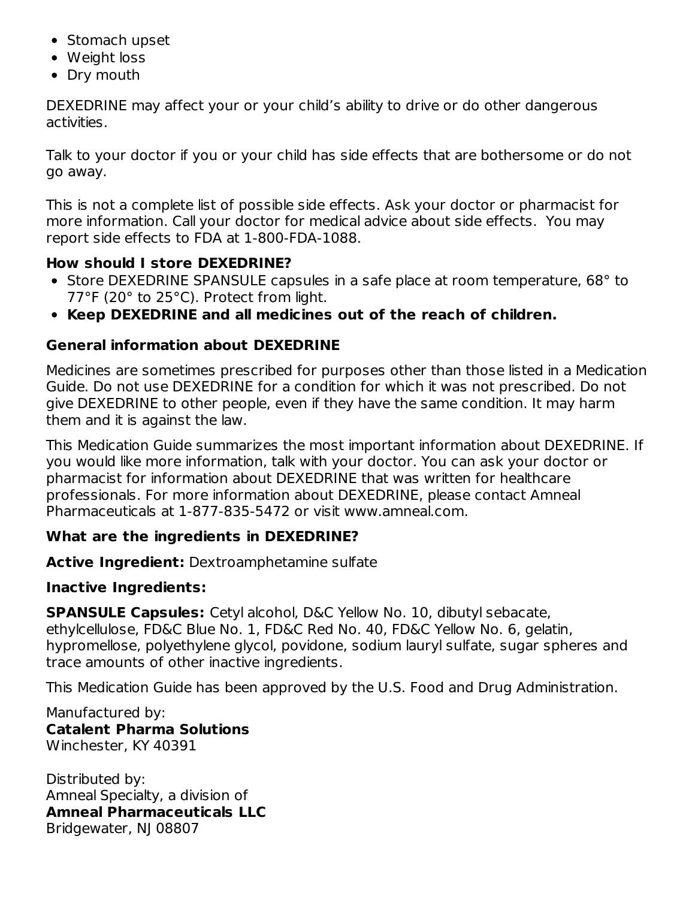- Stomach upset
- Weight loss
- Dry mouth

DEXEDRINE may affect your or your child's ability to drive or do other dangerous activities.

Talk to your doctor if you or your child has side effects that are bothersome or do not go away.

This is not a complete list of possible side effects. Ask your doctor or pharmacist for more information. Call your doctor for medical advice about side effects. You may report side effects to FDA at 1-800-FDA-1088.

**How should I store DEXEDRINE?**

- Store DEXEDRINE SPANSULE capsules in a safe place at room temperature, 68° to 77°F (20° to 25°C). Protect from light.
- **Keep DEXEDRINE and all medicines out of the reach of children.**

**General information about DEXEDRINE**

Medicines are sometimes prescribed for purposes other than those listed in a Medication Guide. Do not use DEXEDRINE for a condition for which it was not prescribed. Do not give DEXEDRINE to other people, even if they have the same condition. It may harm them and it is against the law.

This Medication Guide summarizes the most important information about DEXEDRINE. If you would like more information, talk with your doctor. You can ask your doctor or pharmacist for information about DEXEDRINE that was written for healthcare professionals. For more information about DEXEDRINE, please contact Amneal Pharmaceuticals at 1-877-835-5472 or visit www.amneal.com.

**What are the ingredients in DEXEDRINE?**

**Active Ingredient:** Dextroamphetamine sulfate

**Inactive Ingredients:**

**SPANSULE Capsules:** Cetyl alcohol, D&C Yellow No. 10, dibutyl sebacate, ethylcellulose, FD&C Blue No. 1, FD&C Red No. 40, FD&C Yellow No. 6, gelatin, hypromellose, polyethylene glycol, povidone, sodium lauryl sulfate, sugar spheres and trace amounts of other inactive ingredients.

This Medication Guide has been approved by the U.S. Food and Drug Administration.

Manufactured by:
**Catalent Pharma Solutions**
Winchester, KY 40391

Distributed by:
Amneal Specialty, a division of
**Amneal Pharmaceuticals LLC**
Bridgewater, NJ 08807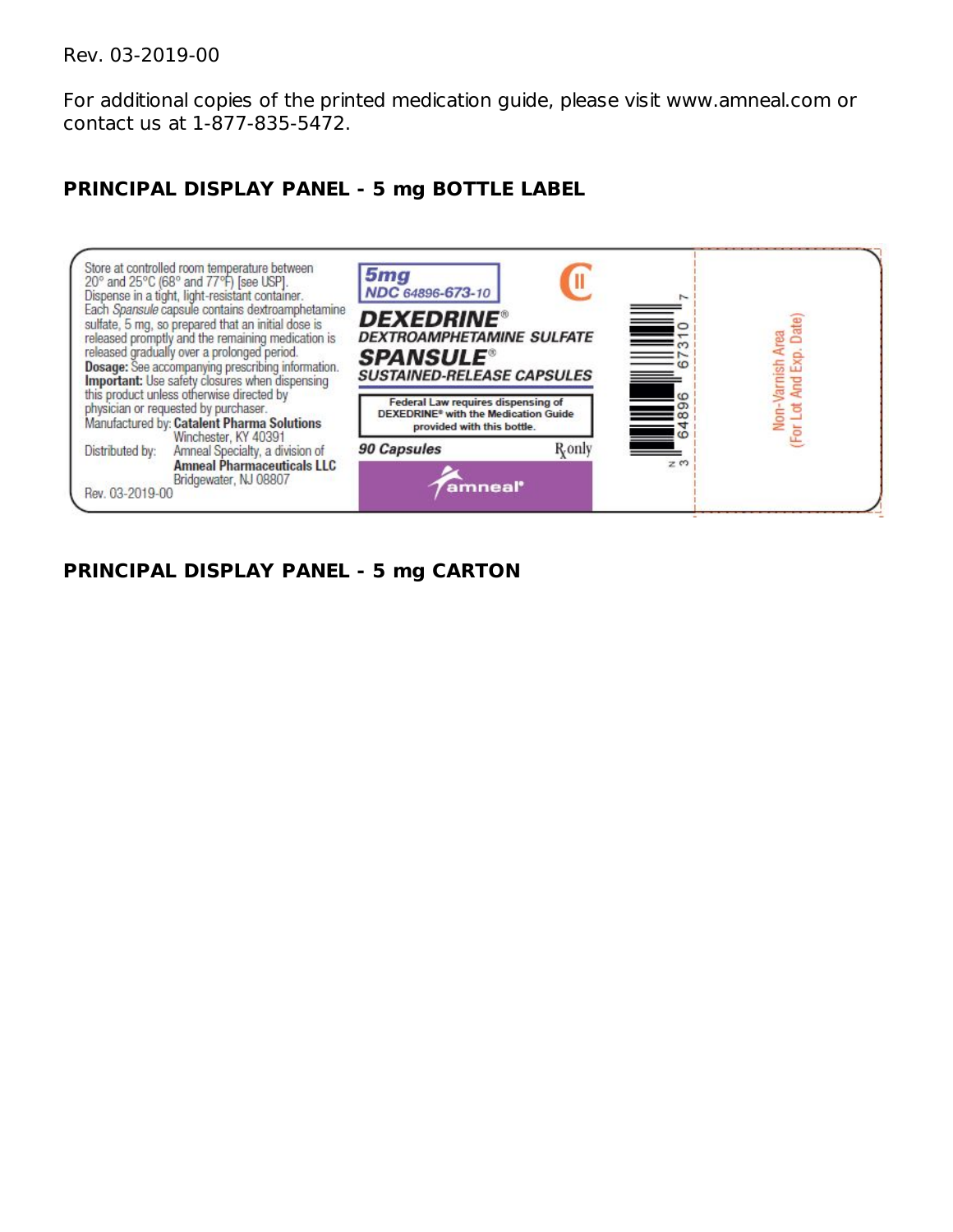Rev. 03-2019-00

For additional copies of the printed medication guide, please visit www.amneal.com or contact us at 1-877-835-5472.

**PRINCIPAL DISPLAY PANEL - 5 mg BOTTLE LABEL**

Store at controlled room temperature between 20° and 25°C (68° and 77°F) [see USP].
Dispense in a tight, light-resistant container.
Each *Spansule* capsule contains dextroamphetamine sulfate, 5 mg, so prepared that an initial dose is released promptly and the remaining medication is released gradually over a prolonged period.
**Dosage:** See accompanying prescribing information.
**Important:** Use safety closures when dispensing this product unless otherwise directed by physician or requested by purchaser.
Manufactured by: **Catalent Pharma Solutions**
Winchester, KY 40391
Distributed by: Amneal Specialty, a division of
**Amneal Pharmaceuticals LLC**
Bridgewater, NJ 08807
Rev. 03-2019-00

**5mg**
NDC 64896-673-10

CII

**DEXEDRINE®**
**DEXTROAMPHETAMINE SULFATE**
**SPANSULE®**
**SUSTAINED-RELEASE CAPSULES**

Federal Law requires dispensing of DEXEDRINE® with the Medication Guide provided with this bottle.

**90 Capsules**

Rx only

amneal®

N 3 64896 67310 7

Non-Varnish Area
(For Lot And Exp. Date)

**PRINCIPAL DISPLAY PANEL - 5 mg CARTON**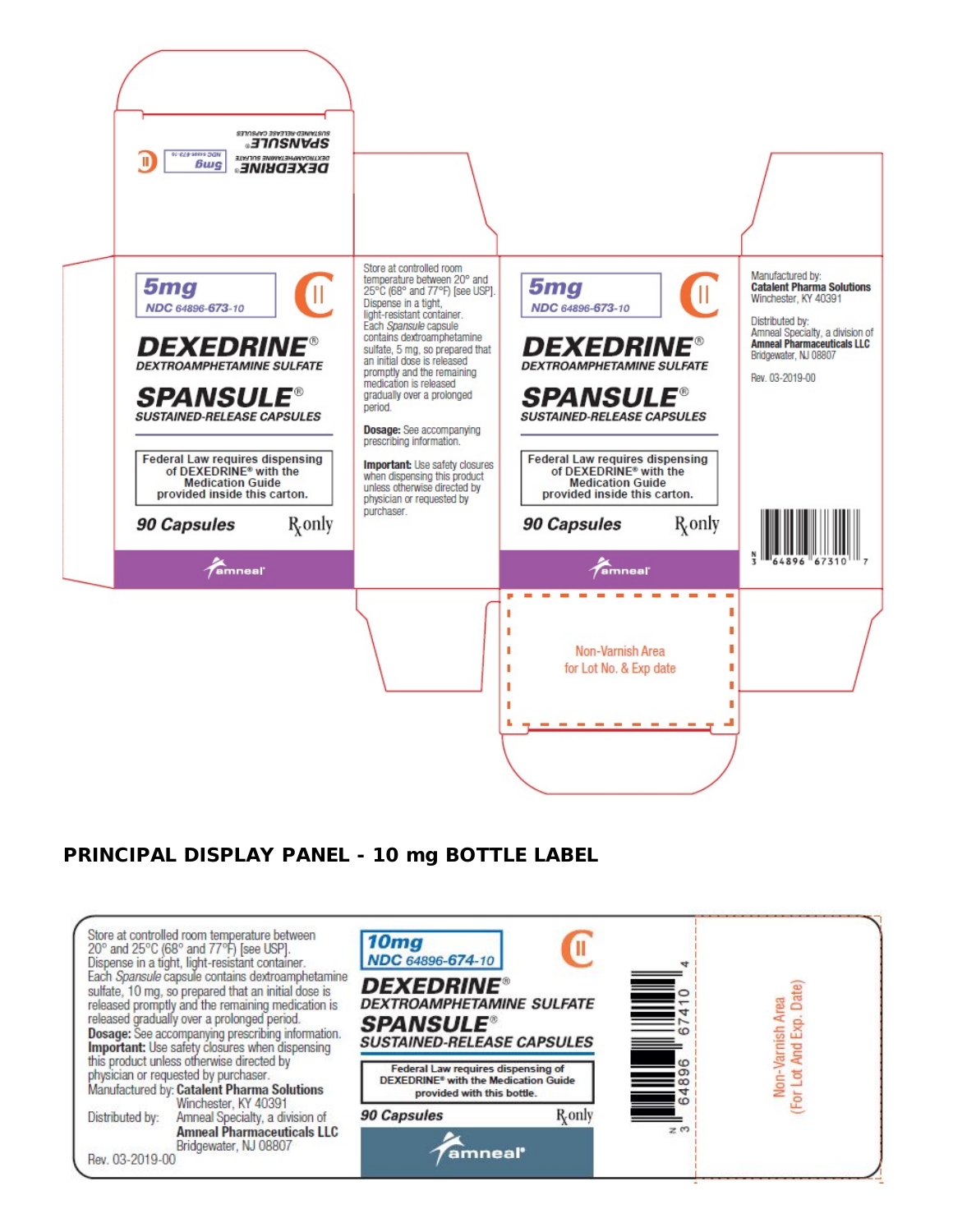DEXEDRINE®
DEXTROAMPHETAMINE SULFATE
SPANSULE®
SUSTAINED-RELEASE CAPSULES
5mg
NDC 64896-673-10

5mg
NDC 64896-673-10

CII

**DEXEDRINE®**
**DEXTROAMPHETAMINE SULFATE**
**SPANSULE®**
**SUSTAINED-RELEASE CAPSULES**

Federal Law requires dispensing of DEXEDRINE® with the Medication Guide provided inside this carton.

**90 Capsules** Rx only

amneal®

Store at controlled room temperature between 20° and 25°C (68° and 77°F) [see USP]. Dispense in a tight, light-resistant container.
Each *Spansule* capsule contains dextroamphetamine sulfate, 5 mg, so prepared that an initial dose is released promptly and the remaining medication is released gradually over a prolonged period.

**Dosage:** See accompanying prescribing information.

**Important:** Use safety closures when dispensing this product unless otherwise directed by physician or requested by purchaser.

5mg
NDC 64896-673-10

CII

**DEXEDRINE®**
**DEXTROAMPHETAMINE SULFATE**
**SPANSULE®**
**SUSTAINED-RELEASE CAPSULES**

Federal Law requires dispensing of DEXEDRINE® with the Medication Guide provided inside this carton.

**90 Capsules** Rx only

amneal®

Manufactured by:
**Catalent Pharma Solutions**
Winchester, KY 40391

Distributed by:
Amneal Specialty, a division of
**Amneal Pharmaceuticals LLC**
Bridgewater, NJ 08807

Rev. 03-2019-00

N 3 64896 67310 7

Non-Varnish Area for Lot No. & Exp date

## PRINCIPAL DISPLAY PANEL - 10 mg BOTTLE LABEL

Store at controlled room temperature between 20° and 25°C (68° and 77°F) [see USP].
Dispense in a tight, light-resistant container.
Each *Spansule* capsule contains dextroamphetamine sulfate, 10 mg, so prepared that an initial dose is released promptly and the remaining medication is released gradually over a prolonged period.
**Dosage:** See accompanying prescribing information.
**Important:** Use safety closures when dispensing this product unless otherwise directed by physician or requested by purchaser.
Manufactured by: **Catalent Pharma Solutions**
Winchester, KY 40391
Distributed by: Amneal Specialty, a division of
**Amneal Pharmaceuticals LLC**
Bridgewater, NJ 08807
Rev. 03-2019-00

10mg
NDC 64896-674-10

CII

**DEXEDRINE®**
**DEXTROAMPHETAMINE SULFATE**
**SPANSULE®**
**SUSTAINED-RELEASE CAPSULES**

Federal Law requires dispensing of DEXEDRINE® with the Medication Guide provided with this bottle.

**90 Capsules** Rx only

amneal®

N 3 64896 67410 4

Non-Varnish Area (For Lot And Exp. Date)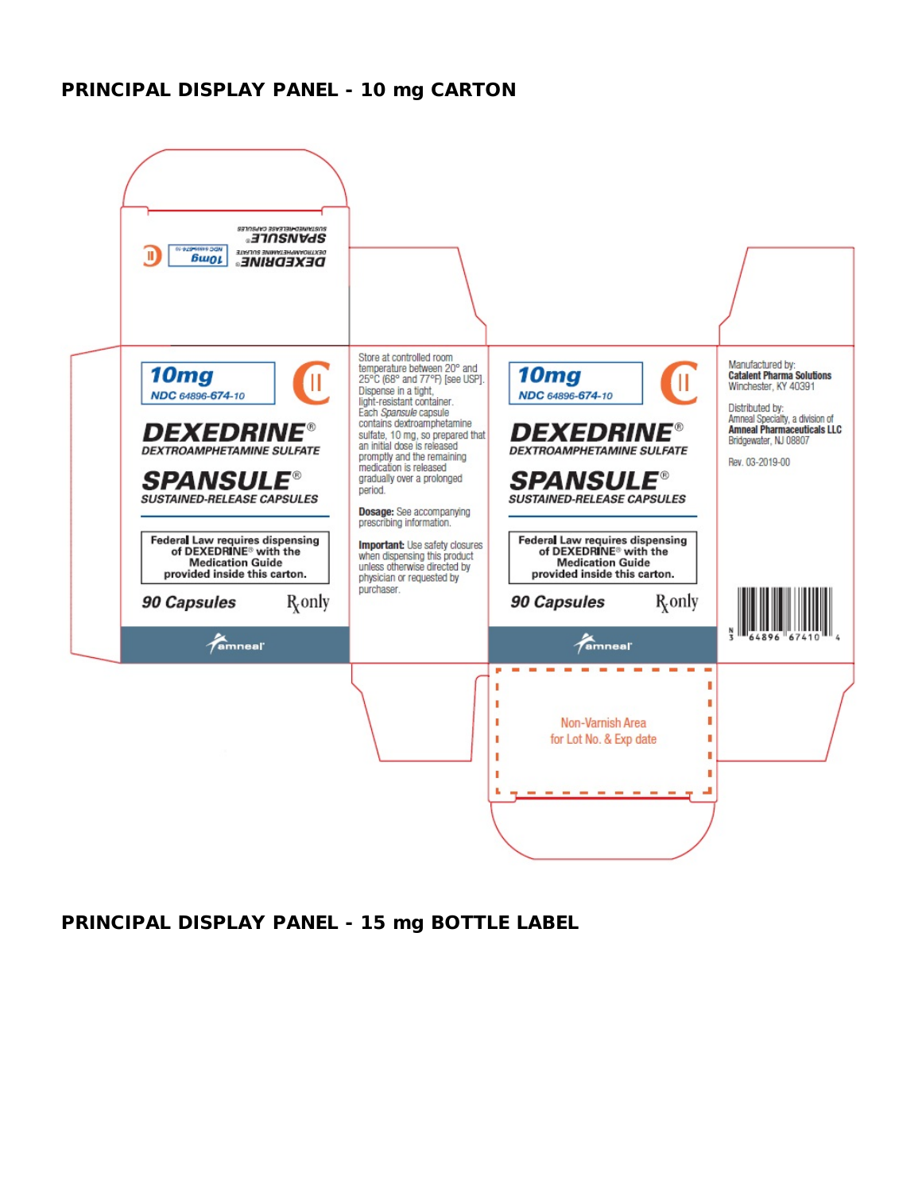## PRINCIPAL DISPLAY PANEL - 10 mg CARTON

DEXEDRINE® DEXTROAMPHETAMINE SULFATE SPANSULE® SUSTAINED-RELEASE CAPSULES

10mg NDC 64896-674-10

CII

**10mg**

NDC 64896-674-10

**DEXEDRINE®**

DEXTROAMPHETAMINE SULFATE

**SPANSULE®**

SUSTAINED-RELEASE CAPSULES

**Federal Law requires dispensing of DEXEDRINE® with the Medication Guide provided inside this carton.**

**90 Capsules**

Rx only

amneal

Store at controlled room temperature between 20° and 25°C (68° and 77°F) [see USP]. Dispense in a tight, light-resistant container.

Each *Spansule* capsule contains dextroamphetamine sulfate, 10 mg, so prepared that an initial dose is released promptly and the remaining medication is released gradually over a prolonged period.

**Dosage:** See accompanying prescribing information.

**Important:** Use safety closures when dispensing this product unless otherwise directed by physician or requested by purchaser.

Manufactured by:
**Catalent Pharma Solutions**
Winchester, KY 40391

Distributed by:
Amneal Specialty, a division of
**Amneal Pharmaceuticals LLC**
Bridgewater, NJ 08807

Rev. 03-2019-00

N 3 64896 67410 4

Non-Varnish Area for Lot No. & Exp date

## PRINCIPAL DISPLAY PANEL - 15 mg BOTTLE LABEL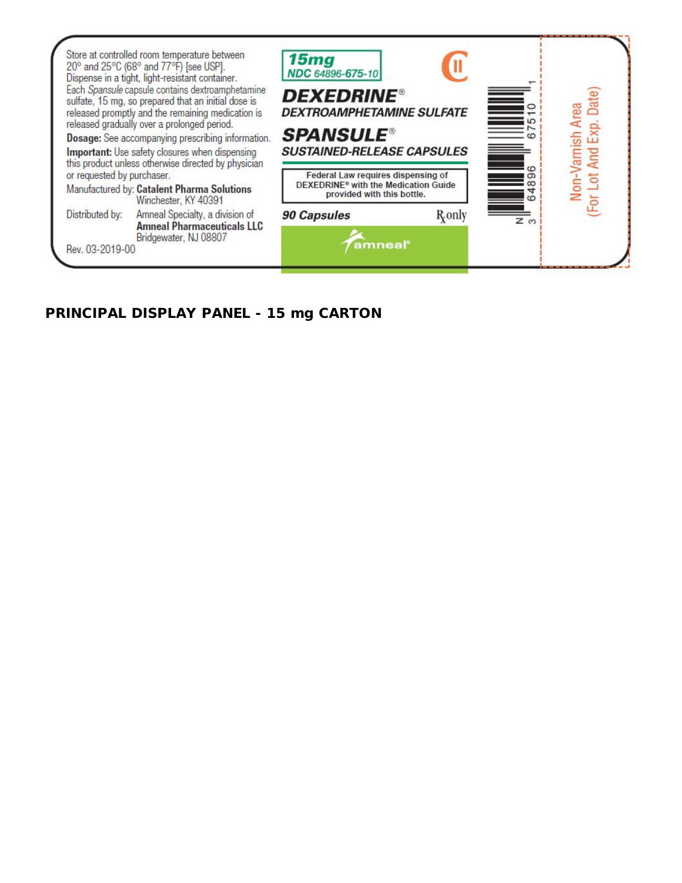Store at controlled room temperature between 20° and 25°C (68° and 77°F) [see USP].
Dispense in a tight, light-resistant container.
Each *Spansule* capsule contains dextroamphetamine sulfate, 15 mg, so prepared that an initial dose is released promptly and the remaining medication is released gradually over a prolonged period.

**Dosage:** See accompanying prescribing information.

**Important:** Use safety closures when dispensing this product unless otherwise directed by physician or requested by purchaser.

Manufactured by: **Catalent Pharma Solutions**
Winchester, KY 40391

Distributed by: Amneal Specialty, a division of **Amneal Pharmaceuticals LLC**
Bridgewater, NJ 08807

Rev. 03-2019-00

**15mg**
**NDC 64896-675-10**

CII

**DEXEDRINE®**
**DEXTROAMPHETAMINE SULFATE**

**SPANSULE®**
**SUSTAINED-RELEASE CAPSULES**

**Federal Law requires dispensing of DEXEDRINE® with the Medication Guide provided with this bottle.**

**90 Capsules**

℞ only

amneal®

N 3 64896 67510 1

Non-Varnish Area
(For Lot And Exp. Date)

**PRINCIPAL DISPLAY PANEL - 15 mg CARTON**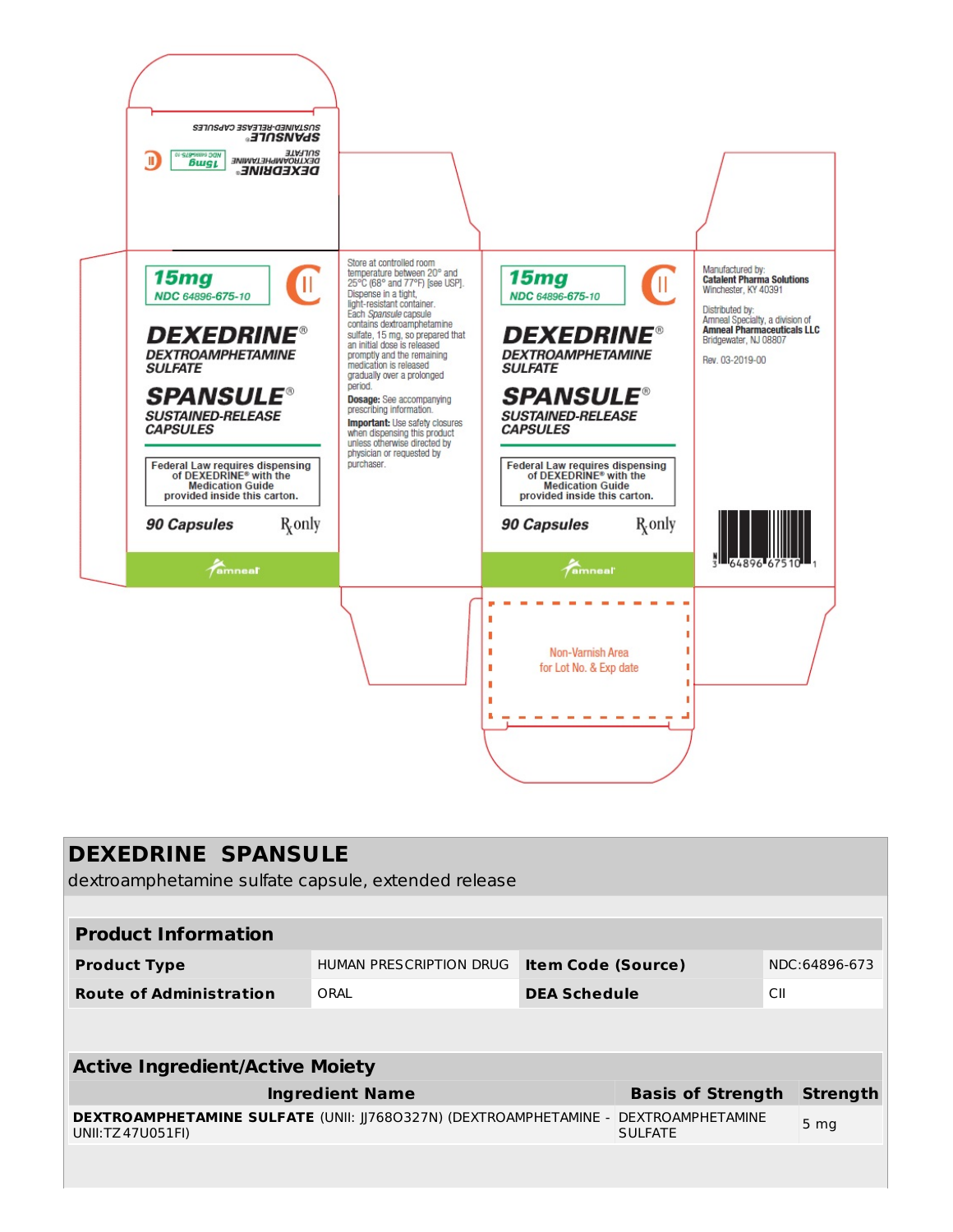DEXEDRINE DEXTROAMPHETAMINE SULFATE SPANSULE SUSTAINED-RELEASE CAPSULES 15mg NDC 64896-675-10

15mg
NDC 64896-675-10

CII

**DEXEDRINE®**
**DEXTROAMPHETAMINE SULFATE**

**SPANSULE®**
**SUSTAINED-RELEASE CAPSULES**

Federal Law requires dispensing of DEXEDRINE® with the Medication Guide provided inside this carton.

**90 Capsules** Rx only

amneal

Store at controlled room temperature between 20° and 25°C (68° and 77°F) [see USP]. Dispense in a tight, light-resistant container.
Each *Spansule* capsule contains dextroamphetamine sulfate, 15 mg, so prepared that an initial dose is released promptly and the remaining medication is released gradually over a prolonged period.

**Dosage:** See accompanying prescribing information.

**Important:** Use safety closures when dispensing this product unless otherwise directed by physician or requested by purchaser.

15mg
NDC 64896-675-10

CII

**DEXEDRINE®**
**DEXTROAMPHETAMINE SULFATE**

**SPANSULE®**
**SUSTAINED-RELEASE CAPSULES**

Federal Law requires dispensing of DEXEDRINE® with the Medication Guide provided inside this carton.

**90 Capsules** Rx only

amneal

Manufactured by:
**Catalent Pharma Solutions**
Winchester, KY 40391

Distributed by:
Amneal Specialty, a division of
**Amneal Pharmaceuticals LLC**
Bridgewater, NJ 08807

Rev. 03-2019-00

3 64896 67510 1

Non-Varnish Area
for Lot No. & Exp date

## DEXEDRINE SPANSULE

dextroamphetamine sulfate capsule, extended release

| **Product Information** | | | |
|---|---|---|---|
| **Product Type** | HUMAN PRESCRIPTION DRUG | **Item Code (Source)** | NDC:64896-673 |
| **Route of Administration** | ORAL | **DEA Schedule** | CII |

| **Active Ingredient/Active Moiety** | | |
|---|---|---|
| **Ingredient Name** | **Basis of Strength** | **Strength** |
| **DEXTROAMPHETAMINE SULFATE** (UNII: JJ768O327N) (DEXTROAMPHETAMINE - UNII:TZ47U051FI) | DEXTROAMPHETAMINE SULFATE | 5 mg |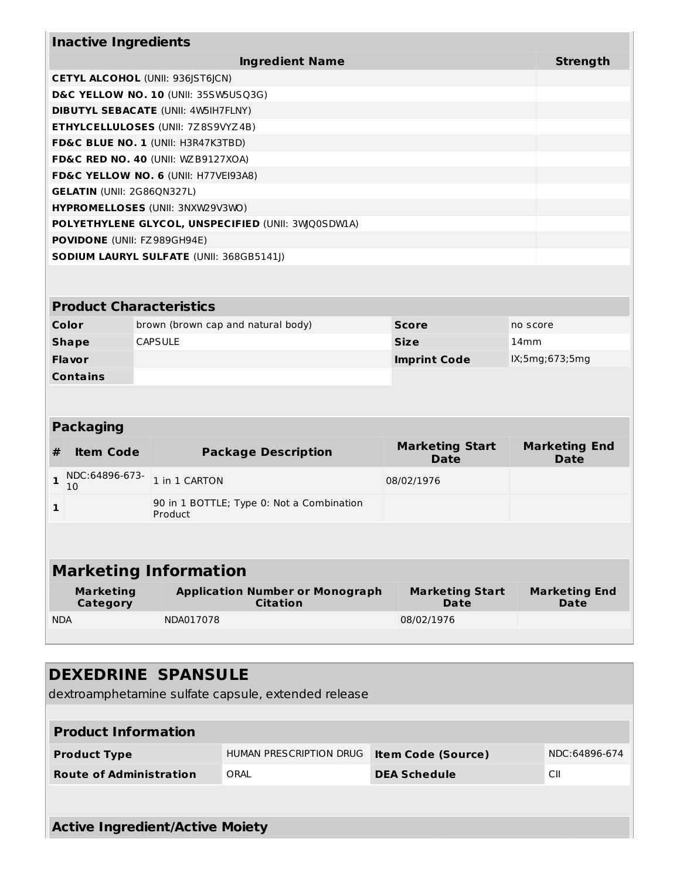| Inactive Ingredients | |
|---|---|
| **Ingredient Name** | **Strength** |
| **CETYL ALCOHOL** (UNII: 936JST6JCN) | |
| **D&C YELLOW NO. 10** (UNII: 35SW5USQ3G) | |
| **DIBUTYL SEBACATE** (UNII: 4W5IH7FLNY) | |
| **ETHYLCELLULOSES** (UNII: 7Z8S9VYZ4B) | |
| **FD&C BLUE NO. 1** (UNII: H3R47K3TBD) | |
| **FD&C RED NO. 40** (UNII: WZB9127XOA) | |
| **FD&C YELLOW NO. 6** (UNII: H77VEI93A8) | |
| **GELATIN** (UNII: 2G86QN327L) | |
| **HYPROMELLOSES** (UNII: 3NXW29V3WO) | |
| **POLYETHYLENE GLYCOL, UNSPECIFIED** (UNII: 3WJQ0SDW1A) | |
| **POVIDONE** (UNII: FZ989GH94E) | |
| **SODIUM LAURYL SULFATE** (UNII: 368GB5141J) | |

| Product Characteristics | | | |
|---|---|---|---|
| **Color** | brown (brown cap and natural body) | **Score** | no score |
| **Shape** | CAPSULE | **Size** | 14mm |
| **Flavor** | | **Imprint Code** | IX;5mg;673;5mg |
| **Contains** | | | |

| Packaging | | | | |
|---|---|---|---|---|
| **#** | **Item Code** | **Package Description** | **Marketing Start Date** | **Marketing End Date** |
| **1** | NDC:64896-673-10 | 1 in 1 CARTON | 08/02/1976 | |
| **1** | | 90 in 1 BOTTLE; Type 0: Not a Combination Product | | |

| Marketing Information | | | |
|---|---|---|---|
| **Marketing Category** | **Application Number or Monograph Citation** | **Marketing Start Date** | **Marketing End Date** |
| NDA | NDA017078 | 08/02/1976 | |

## DEXEDRINE SPANSULE

dextroamphetamine sulfate capsule, extended release

| Product Information | | | |
|---|---|---|---|
| **Product Type** | HUMAN PRESCRIPTION DRUG | **Item Code (Source)** | NDC:64896-674 |
| **Route of Administration** | ORAL | **DEA Schedule** | CII |

| Active Ingredient/Active Moiety |
|---|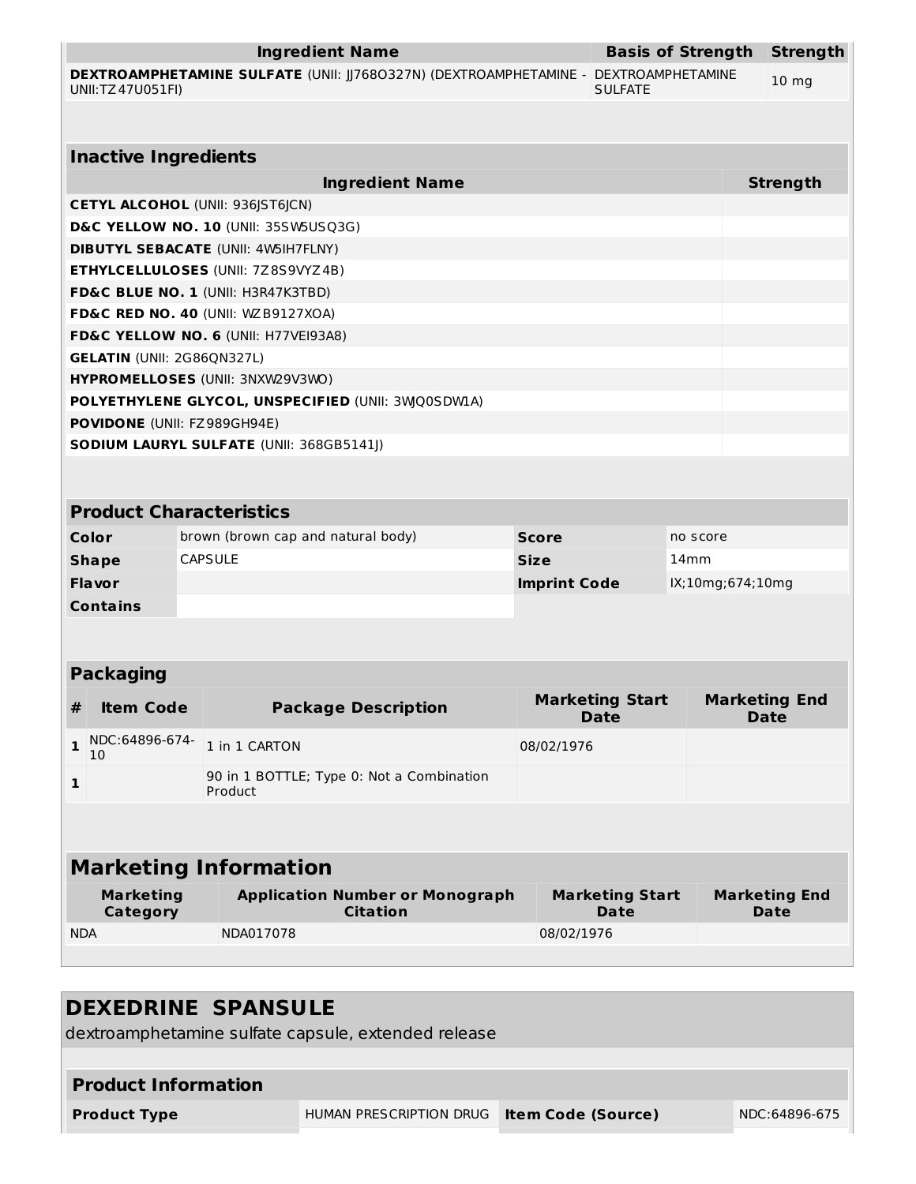| Ingredient Name | Basis of Strength | Strength |
|---|---|---|
| **DEXTROAMPHETAMINE SULFATE** (UNII: JJ768O327N) (DEXTROAMPHETAMINE - UNII:TZ47U051FI) | DEXTROAMPHETAMINE SULFATE | 10 mg |

| Inactive Ingredients | |
|---|---|
| **Ingredient Name** | **Strength** |
| **CETYL ALCOHOL** (UNII: 936JST6JCN) | |
| **D&C YELLOW NO. 10** (UNII: 35SW5USQ3G) | |
| **DIBUTYL SEBACATE** (UNII: 4W5IH7FLNY) | |
| **ETHYLCELLULOSES** (UNII: 7Z8S9VYZ4B) | |
| **FD&C BLUE NO. 1** (UNII: H3R47K3TBD) | |
| **FD&C RED NO. 40** (UNII: WZB9127XOA) | |
| **FD&C YELLOW NO. 6** (UNII: H77VEI93A8) | |
| **GELATIN** (UNII: 2G86QN327L) | |
| **HYPROMELLOSES** (UNII: 3NXW29V3WO) | |
| **POLYETHYLENE GLYCOL, UNSPECIFIED** (UNII: 3WJQ0SDW1A) | |
| **POVIDONE** (UNII: FZ989GH94E) | |
| **SODIUM LAURYL SULFATE** (UNII: 368GB5141J) | |

| Product Characteristics | | | |
|---|---|---|---|
| **Color** | brown (brown cap and natural body) | **Score** | no score |
| **Shape** | CAPSULE | **Size** | 14mm |
| **Flavor** | | **Imprint Code** | IX;10mg;674;10mg |
| **Contains** | | | |

| Packaging | | | | |
|---|---|---|---|---|
| **#** | **Item Code** | **Package Description** | **Marketing Start Date** | **Marketing End Date** |
| **1** | NDC:64896-674-10 | 1 in 1 CARTON | 08/02/1976 | |
| **1** | | 90 in 1 BOTTLE; Type 0: Not a Combination Product | | |

| Marketing Information | | | |
|---|---|---|---|
| **Marketing Category** | **Application Number or Monograph Citation** | **Marketing Start Date** | **Marketing End Date** |
| NDA | NDA017078 | 08/02/1976 | |

## DEXEDRINE SPANSULE

dextroamphetamine sulfate capsule, extended release

| Product Information | | | |
|---|---|---|---|
| **Product Type** | HUMAN PRESCRIPTION DRUG | **Item Code (Source)** | NDC:64896-675 |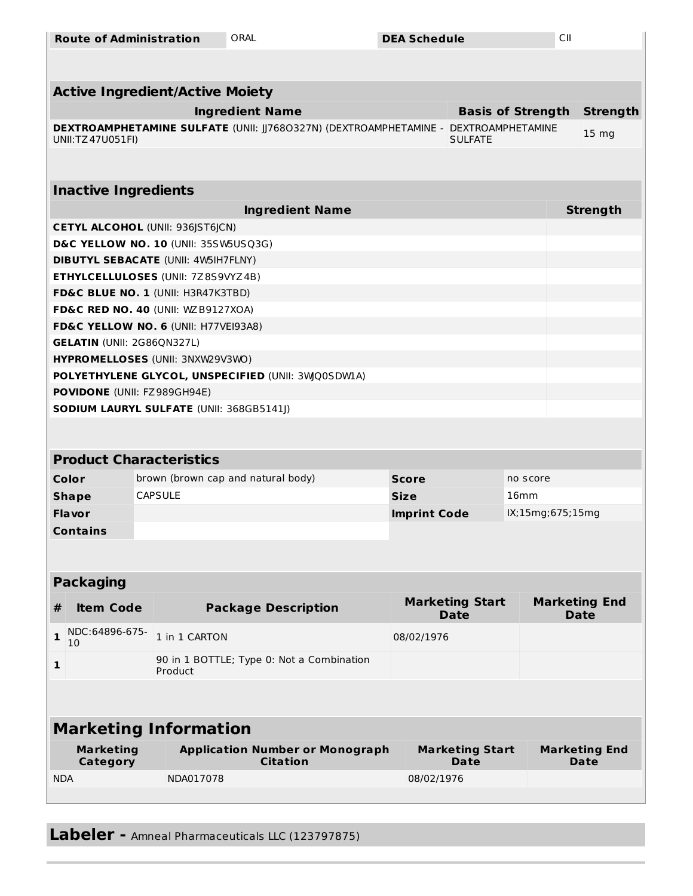| Route of Administration | ORAL | DEA Schedule | CII |
|---|---|---|---|

| Active Ingredient/Active Moiety | | |
|---|---|---|
| **Ingredient Name** | **Basis of Strength** | **Strength** |
| **DEXTROAMPHETAMINE SULFATE** (UNII: JJ768O327N) (DEXTROAMPHETAMINE - UNII:TZ47U051FI) | DEXTROAMPHETAMINE SULFATE | 15 mg |

| Inactive Ingredients | |
|---|---|
| **Ingredient Name** | **Strength** |
| **CETYL ALCOHOL** (UNII: 936JST6JCN) | |
| **D&C YELLOW NO. 10** (UNII: 35SW5USQ3G) | |
| **DIBUTYL SEBACATE** (UNII: 4W5IH7FLNY) | |
| **ETHYLCELLULOSES** (UNII: 7Z8S9VYZ4B) | |
| **FD&C BLUE NO. 1** (UNII: H3R47K3TBD) | |
| **FD&C RED NO. 40** (UNII: WZB9127XOA) | |
| **FD&C YELLOW NO. 6** (UNII: H77VEI93A8) | |
| **GELATIN** (UNII: 2G86QN327L) | |
| **HYPROMELLOSES** (UNII: 3NXW29V3WO) | |
| **POLYETHYLENE GLYCOL, UNSPECIFIED** (UNII: 3WJQ0SDW1A) | |
| **POVIDONE** (UNII: FZ989GH94E) | |
| **SODIUM LAURYL SULFATE** (UNII: 368GB5141J) | |

| Product Characteristics | | | |
|---|---|---|---|
| **Color** | brown (brown cap and natural body) | **Score** | no score |
| **Shape** | CAPSULE | **Size** | 16mm |
| **Flavor** | | **Imprint Code** | IX;15mg;675;15mg |
| **Contains** | | | |

| Packaging | | | | |
|---|---|---|---|---|
| **#** | **Item Code** | **Package Description** | **Marketing Start Date** | **Marketing End Date** |
| 1 | NDC:64896-675-10 | 1 in 1 CARTON | 08/02/1976 | |
| 1 | | 90 in 1 BOTTLE; Type 0: Not a Combination Product | | |

| Marketing Information | | | |
|---|---|---|---|
| **Marketing Category** | **Application Number or Monograph Citation** | **Marketing Start Date** | **Marketing End Date** |
| NDA | NDA017078 | 08/02/1976 | |

**Labeler -** Amneal Pharmaceuticals LLC (123797875)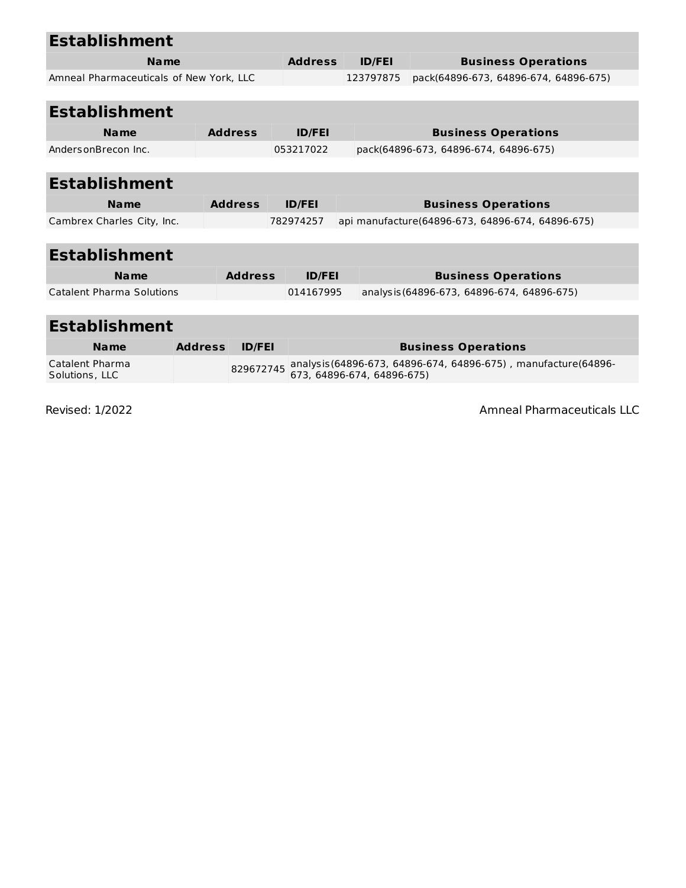## Establishment

| Name | Address | ID/FEI | Business Operations |
|---|---|---|---|
| Amneal Pharmaceuticals of New York, LLC | | 123797875 | pack(64896-673, 64896-674, 64896-675) |

## Establishment

| Name | Address | ID/FEI | Business Operations |
|---|---|---|---|
| AndersonBrecon Inc. | | 053217022 | pack(64896-673, 64896-674, 64896-675) |

## Establishment

| Name | Address | ID/FEI | Business Operations |
|---|---|---|---|
| Cambrex Charles City, Inc. | | 782974257 | api manufacture(64896-673, 64896-674, 64896-675) |

## Establishment

| Name | Address | ID/FEI | Business Operations |
|---|---|---|---|
| Catalent Pharma Solutions | | 014167995 | analysis(64896-673, 64896-674, 64896-675) |

## Establishment

| Name | Address | ID/FEI | Business Operations |
|---|---|---|---|
| Catalent Pharma Solutions, LLC | | 829672745 | analysis(64896-673, 64896-674, 64896-675) , manufacture(64896-673, 64896-674, 64896-675) |

Revised: 1/2022

Amneal Pharmaceuticals LLC